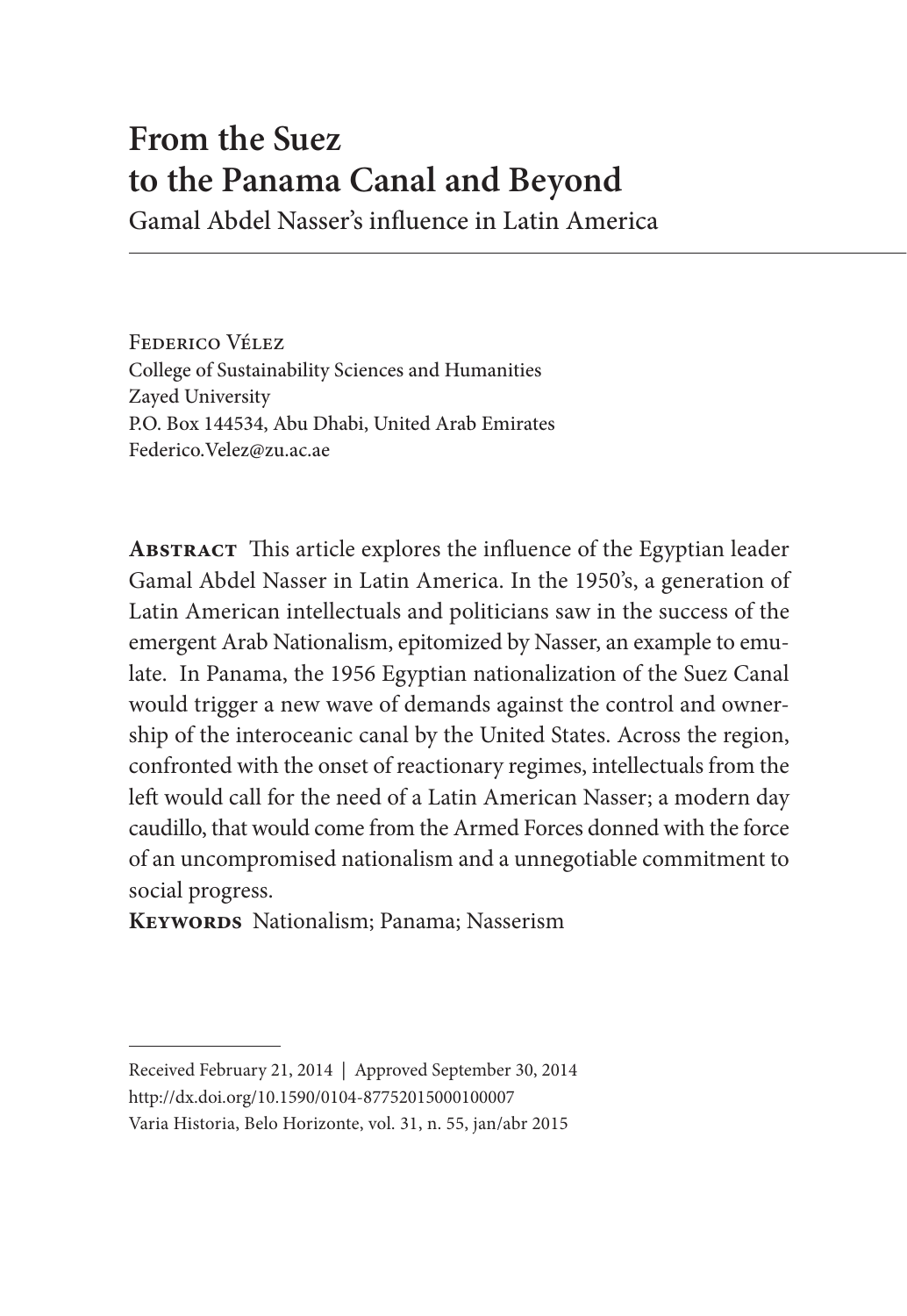# From the Suez to the Panama Canal and Beyond

## Gamal Abdel Nasser's influence in Latin America

---

Federico Vélez
College of Sustainability Sciences and Humanities
Zayed University
P.O. Box 144534, Abu Dhabi, United Arab Emirates
Federico.Velez@zu.ac.ae

**Abstract** This article explores the influence of the Egyptian leader Gamal Abdel Nasser in Latin America. In the 1950's, a generation of Latin American intellectuals and politicians saw in the success of the emergent Arab Nationalism, epitomized by Nasser, an example to emulate. In Panama, the 1956 Egyptian nationalization of the Suez Canal would trigger a new wave of demands against the control and ownership of the interoceanic canal by the United States. Across the region, confronted with the onset of reactionary regimes, intellectuals from the left would call for the need of a Latin American Nasser; a modern day caudillo, that would come from the Armed Forces donned with the force of an uncompromised nationalism and a unnegotiable commitment to social progress.

**Keywords** Nationalism; Panama; Nasserism

---

Received February 21, 2014 | Approved September 30, 2014
http://dx.doi.org/10.1590/0104-87752015000100007
Varia Historia, Belo Horizonte, vol. 31, n. 55, jan/abr 2015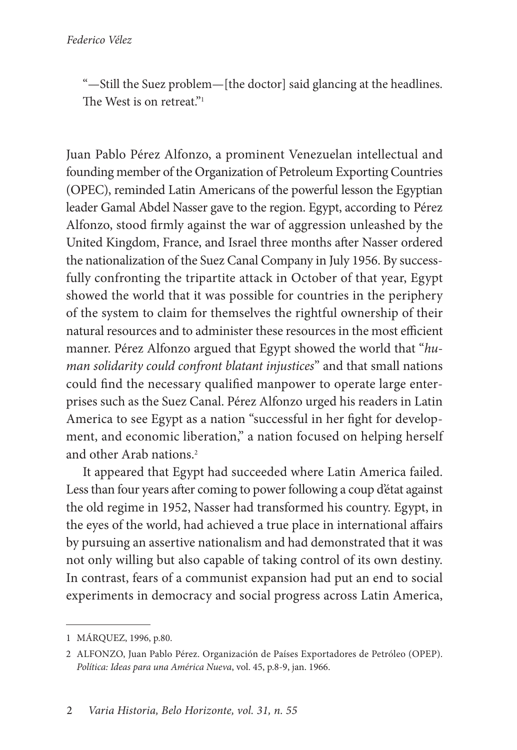"—Still the Suez problem—[the doctor] said glancing at the headlines. The West is on retreat."[1]

Juan Pablo Pérez Alfonzo, a prominent Venezuelan intellectual and founding member of the Organization of Petroleum Exporting Countries (OPEC), reminded Latin Americans of the powerful lesson the Egyptian leader Gamal Abdel Nasser gave to the region. Egypt, according to Pérez Alfonzo, stood firmly against the war of aggression unleashed by the United Kingdom, France, and Israel three months after Nasser ordered the nationalization of the Suez Canal Company in July 1956. By successfully confronting the tripartite attack in October of that year, Egypt showed the world that it was possible for countries in the periphery of the system to claim for themselves the rightful ownership of their natural resources and to administer these resources in the most efficient manner. Pérez Alfonzo argued that Egypt showed the world that "*human solidarity could confront blatant injustices*" and that small nations could find the necessary qualified manpower to operate large enterprises such as the Suez Canal. Pérez Alfonzo urged his readers in Latin America to see Egypt as a nation "successful in her fight for development, and economic liberation," a nation focused on helping herself and other Arab nations.[2]

It appeared that Egypt had succeeded where Latin America failed. Less than four years after coming to power following a coup d'état against the old regime in 1952, Nasser had transformed his country. Egypt, in the eyes of the world, had achieved a true place in international affairs by pursuing an assertive nationalism and had demonstrated that it was not only willing but also capable of taking control of its own destiny. In contrast, fears of a communist expansion had put an end to social experiments in democracy and social progress across Latin America,

---

1 MÁRQUEZ, 1996, p.80.

2 ALFONZO, Juan Pablo Pérez. Organización de Países Exportadores de Petróleo (OPEP). *Política: Ideas para una América Nueva*, vol. 45, p.8-9, jan. 1966.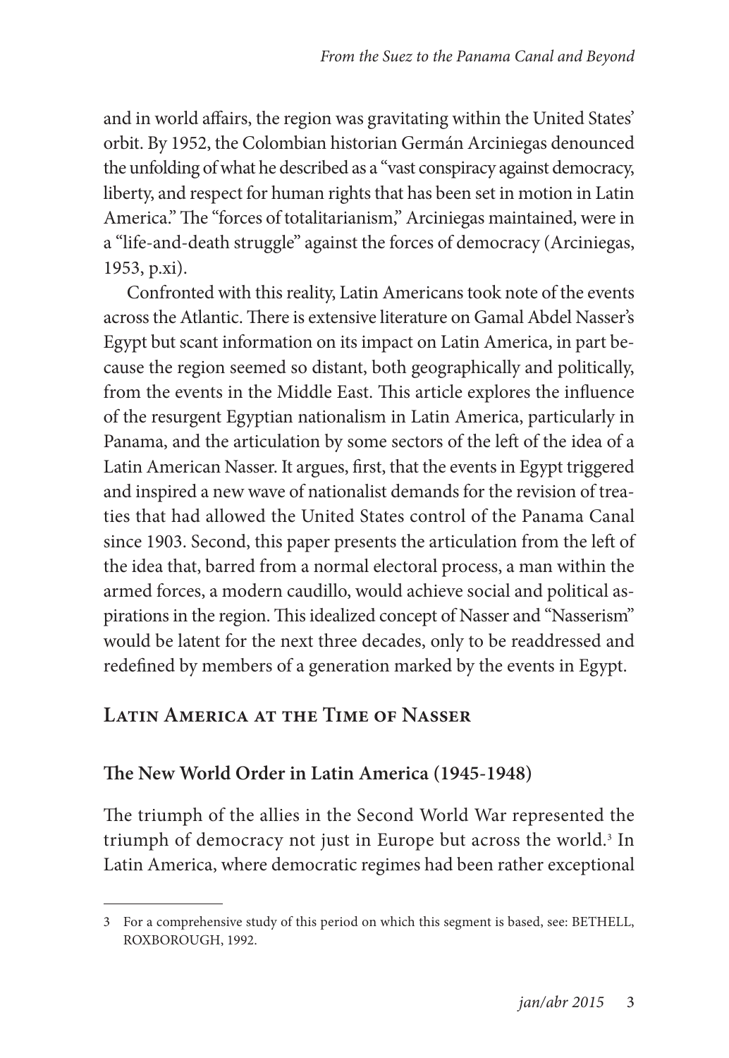and in world affairs, the region was gravitating within the United States' orbit. By 1952, the Colombian historian Germán Arciniegas denounced the unfolding of what he described as a "vast conspiracy against democracy, liberty, and respect for human rights that has been set in motion in Latin America." The "forces of totalitarianism," Arciniegas maintained, were in a "life-and-death struggle" against the forces of democracy (Arciniegas, 1953, p.xi).

Confronted with this reality, Latin Americans took note of the events across the Atlantic. There is extensive literature on Gamal Abdel Nasser's Egypt but scant information on its impact on Latin America, in part because the region seemed so distant, both geographically and politically, from the events in the Middle East. This article explores the influence of the resurgent Egyptian nationalism in Latin America, particularly in Panama, and the articulation by some sectors of the left of the idea of a Latin American Nasser. It argues, first, that the events in Egypt triggered and inspired a new wave of nationalist demands for the revision of treaties that had allowed the United States control of the Panama Canal since 1903. Second, this paper presents the articulation from the left of the idea that, barred from a normal electoral process, a man within the armed forces, a modern caudillo, would achieve social and political aspirations in the region. This idealized concept of Nasser and "Nasserism" would be latent for the next three decades, only to be readdressed and redefined by members of a generation marked by the events in Egypt.

## Latin America at the Time of Nasser

### The New World Order in Latin America (1945-1948)

The triumph of the allies in the Second World War represented the triumph of democracy not just in Europe but across the world.[3] In Latin America, where democratic regimes had been rather exceptional

---

3 For a comprehensive study of this period on which this segment is based, see: BETHELL, ROXBOROUGH, 1992.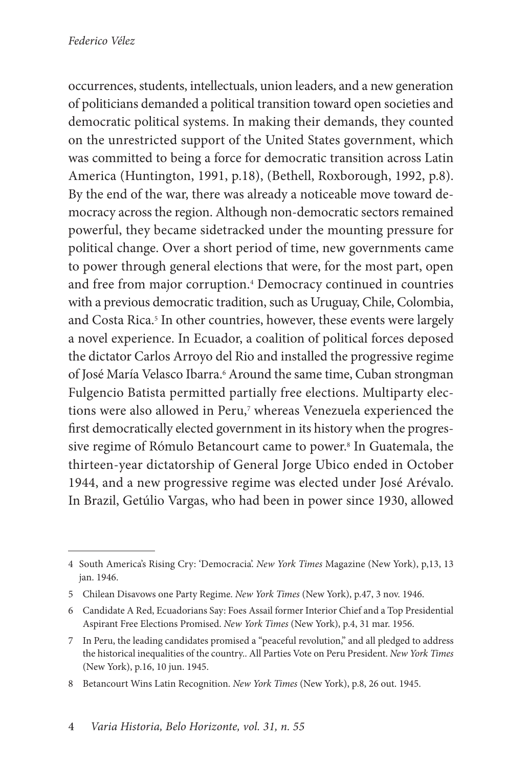occurrences, students, intellectuals, union leaders, and a new generation of politicians demanded a political transition toward open societies and democratic political systems. In making their demands, they counted on the unrestricted support of the United States government, which was committed to being a force for democratic transition across Latin America (Huntington, 1991, p.18), (Bethell, Roxborough, 1992, p.8). By the end of the war, there was already a noticeable move toward democracy across the region. Although non-democratic sectors remained powerful, they became sidetracked under the mounting pressure for political change. Over a short period of time, new governments came to power through general elections that were, for the most part, open and free from major corruption.[4] Democracy continued in countries with a previous democratic tradition, such as Uruguay, Chile, Colombia, and Costa Rica.[5] In other countries, however, these events were largely a novel experience. In Ecuador, a coalition of political forces deposed the dictator Carlos Arroyo del Rio and installed the progressive regime of José María Velasco Ibarra.[6] Around the same time, Cuban strongman Fulgencio Batista permitted partially free elections. Multiparty elections were also allowed in Peru,[7] whereas Venezuela experienced the first democratically elected government in its history when the progressive regime of Rómulo Betancourt came to power.[8] In Guatemala, the thirteen-year dictatorship of General Jorge Ubico ended in October 1944, and a new progressive regime was elected under José Arévalo. In Brazil, Getúlio Vargas, who had been in power since 1930, allowed

---

4 South America's Rising Cry: 'Democracia'. *New York Times* Magazine (New York), p,13, 13 jan. 1946.

5 Chilean Disavows one Party Regime. *New York Times* (New York), p.47, 3 nov. 1946.

6 Candidate A Red, Ecuadorians Say: Foes Assail former Interior Chief and a Top Presidential Aspirant Free Elections Promised. *New York Times* (New York), p.4, 31 mar. 1956.

7 In Peru, the leading candidates promised a "peaceful revolution," and all pledged to address the historical inequalities of the country.. All Parties Vote on Peru President. *New York Times* (New York), p.16, 10 jun. 1945.

8 Betancourt Wins Latin Recognition. *New York Times* (New York), p.8, 26 out. 1945.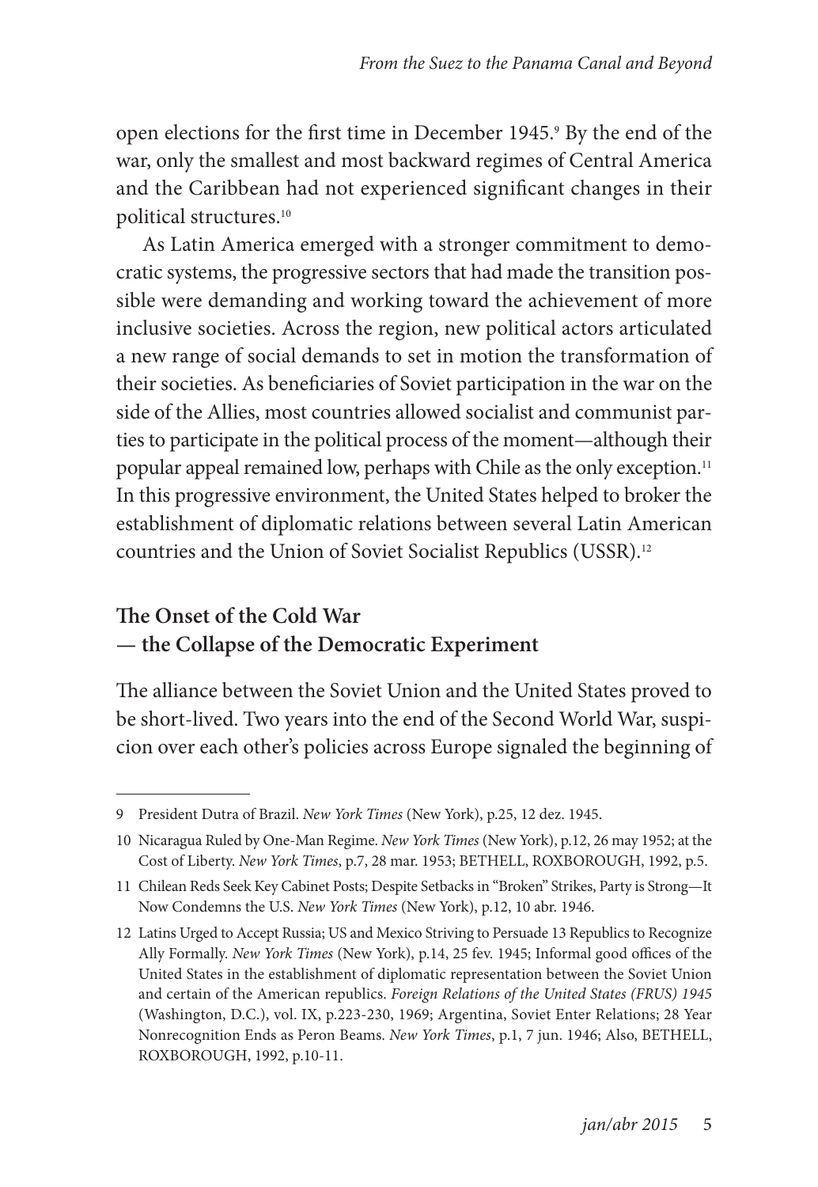open elections for the first time in December 1945.[9] By the end of the war, only the smallest and most backward regimes of Central America and the Caribbean had not experienced significant changes in their political structures.[10]

As Latin America emerged with a stronger commitment to democratic systems, the progressive sectors that had made the transition possible were demanding and working toward the achievement of more inclusive societies. Across the region, new political actors articulated a new range of social demands to set in motion the transformation of their societies. As beneficiaries of Soviet participation in the war on the side of the Allies, most countries allowed socialist and communist parties to participate in the political process of the moment—although their popular appeal remained low, perhaps with Chile as the only exception.[11] In this progressive environment, the United States helped to broker the establishment of diplomatic relations between several Latin American countries and the Union of Soviet Socialist Republics (USSR).[12]

## The Onset of the Cold War — the Collapse of the Democratic Experiment

The alliance between the Soviet Union and the United States proved to be short-lived. Two years into the end of the Second World War, suspicion over each other's policies across Europe signaled the beginning of

---

9 President Dutra of Brazil. *New York Times* (New York), p.25, 12 dez. 1945.

10 Nicaragua Ruled by One-Man Regime. *New York Times* (New York), p.12, 26 may 1952; at the Cost of Liberty. *New York Times*, p.7, 28 mar. 1953; BETHELL, ROXBOROUGH, 1992, p.5.

11 Chilean Reds Seek Key Cabinet Posts; Despite Setbacks in "Broken" Strikes, Party is Strong—It Now Condemns the U.S. *New York Times* (New York), p.12, 10 abr. 1946.

12 Latins Urged to Accept Russia; US and Mexico Striving to Persuade 13 Republics to Recognize Ally Formally. *New York Times* (New York), p.14, 25 fev. 1945; Informal good offices of the United States in the establishment of diplomatic representation between the Soviet Union and certain of the American republics. *Foreign Relations of the United States (FRUS) 1945* (Washington, D.C.), vol. IX, p.223-230, 1969; Argentina, Soviet Enter Relations; 28 Year Nonrecognition Ends as Peron Beams. *New York Times*, p.1, 7 jun. 1946; Also, BETHELL, ROXBOROUGH, 1992, p.10-11.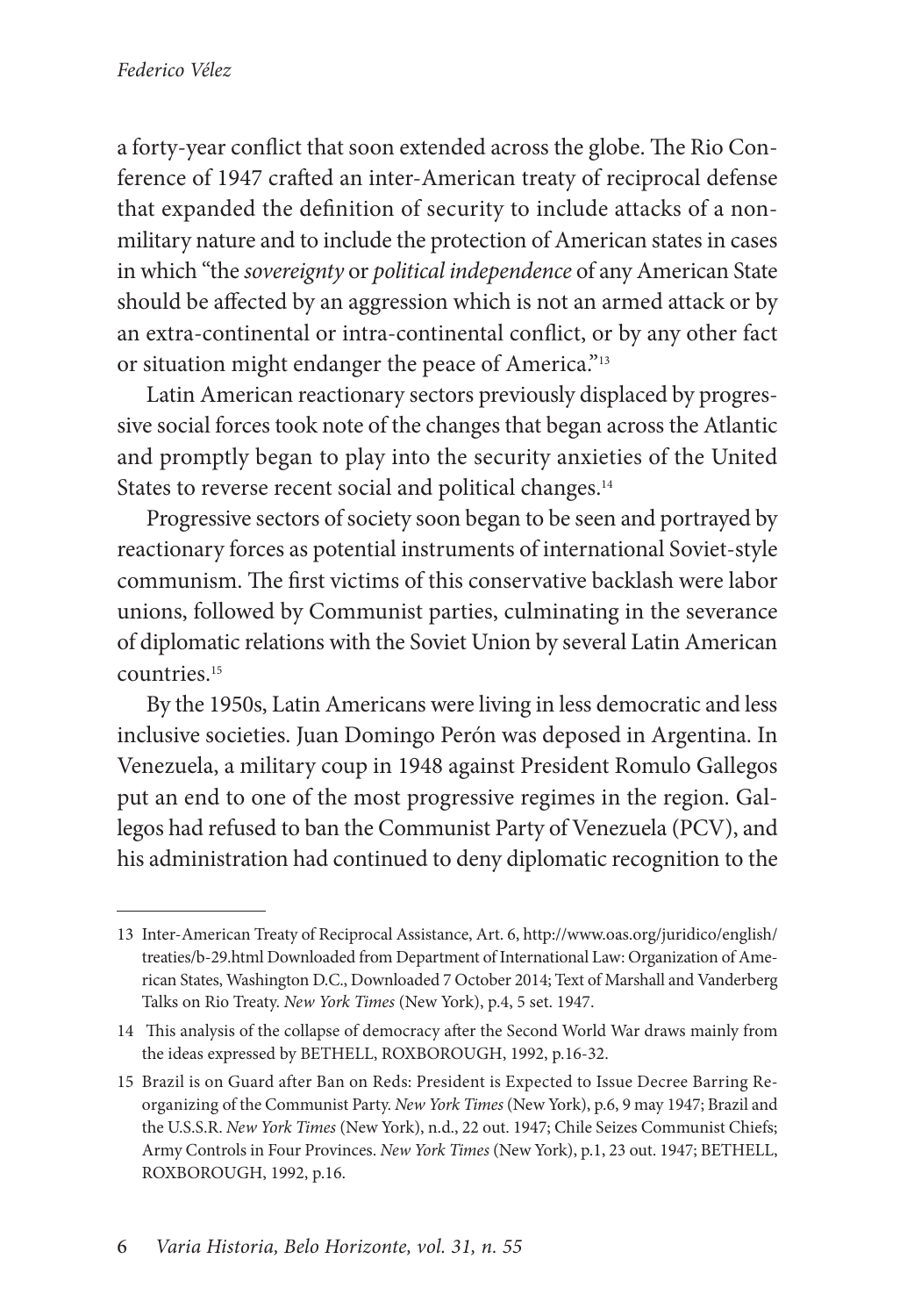a forty-year conflict that soon extended across the globe. The Rio Conference of 1947 crafted an inter-American treaty of reciprocal defense that expanded the definition of security to include attacks of a non-military nature and to include the protection of American states in cases in which "the *sovereignty* or *political independence* of any American State should be affected by an aggression which is not an armed attack or by an extra-continental or intra-continental conflict, or by any other fact or situation might endanger the peace of America."[13]

Latin American reactionary sectors previously displaced by progressive social forces took note of the changes that began across the Atlantic and promptly began to play into the security anxieties of the United States to reverse recent social and political changes.[14]

Progressive sectors of society soon began to be seen and portrayed by reactionary forces as potential instruments of international Soviet-style communism. The first victims of this conservative backlash were labor unions, followed by Communist parties, culminating in the severance of diplomatic relations with the Soviet Union by several Latin American countries.[15]

By the 1950s, Latin Americans were living in less democratic and less inclusive societies. Juan Domingo Perón was deposed in Argentina. In Venezuela, a military coup in 1948 against President Romulo Gallegos put an end to one of the most progressive regimes in the region. Gallegos had refused to ban the Communist Party of Venezuela (PCV), and his administration had continued to deny diplomatic recognition to the

---

13 Inter-American Treaty of Reciprocal Assistance, Art. 6, http://www.oas.org/juridico/english/treaties/b-29.html Downloaded from Department of International Law: Organization of American States, Washington D.C., Downloaded 7 October 2014; Text of Marshall and Vanderberg Talks on Rio Treaty. *New York Times* (New York), p.4, 5 set. 1947.

14 This analysis of the collapse of democracy after the Second World War draws mainly from the ideas expressed by BETHELL, ROXBOROUGH, 1992, p.16-32.

15 Brazil is on Guard after Ban on Reds: President is Expected to Issue Decree Barring Reorganizing of the Communist Party. *New York Times* (New York), p.6, 9 may 1947; Brazil and the U.S.S.R. *New York Times* (New York), n.d., 22 out. 1947; Chile Seizes Communist Chiefs; Army Controls in Four Provinces. *New York Times* (New York), p.1, 23 out. 1947; BETHELL, ROXBOROUGH, 1992, p.16.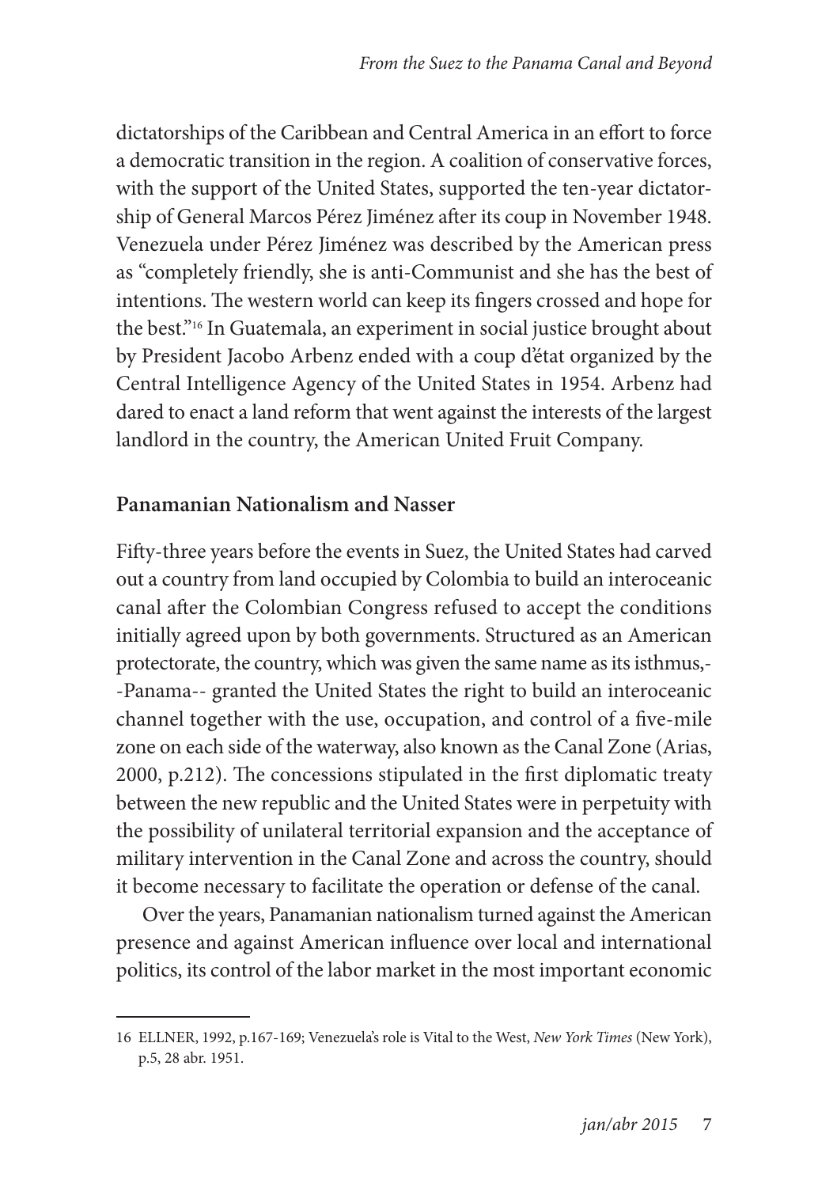dictatorships of the Caribbean and Central America in an effort to force a democratic transition in the region. A coalition of conservative forces, with the support of the United States, supported the ten-year dictatorship of General Marcos Pérez Jiménez after its coup in November 1948. Venezuela under Pérez Jiménez was described by the American press as "completely friendly, she is anti-Communist and she has the best of intentions. The western world can keep its fingers crossed and hope for the best."[16] In Guatemala, an experiment in social justice brought about by President Jacobo Arbenz ended with a coup d'état organized by the Central Intelligence Agency of the United States in 1954. Arbenz had dared to enact a land reform that went against the interests of the largest landlord in the country, the American United Fruit Company.

## Panamanian Nationalism and Nasser

Fifty-three years before the events in Suez, the United States had carved out a country from land occupied by Colombia to build an interoceanic canal after the Colombian Congress refused to accept the conditions initially agreed upon by both governments. Structured as an American protectorate, the country, which was given the same name as its isthmus,--Panama-- granted the United States the right to build an interoceanic channel together with the use, occupation, and control of a five-mile zone on each side of the waterway, also known as the Canal Zone (Arias, 2000, p.212). The concessions stipulated in the first diplomatic treaty between the new republic and the United States were in perpetuity with the possibility of unilateral territorial expansion and the acceptance of military intervention in the Canal Zone and across the country, should it become necessary to facilitate the operation or defense of the canal.

Over the years, Panamanian nationalism turned against the American presence and against American influence over local and international politics, its control of the labor market in the most important economic

---

16 ELLNER, 1992, p.167-169; Venezuela's role is Vital to the West, *New York Times* (New York), p.5, 28 abr. 1951.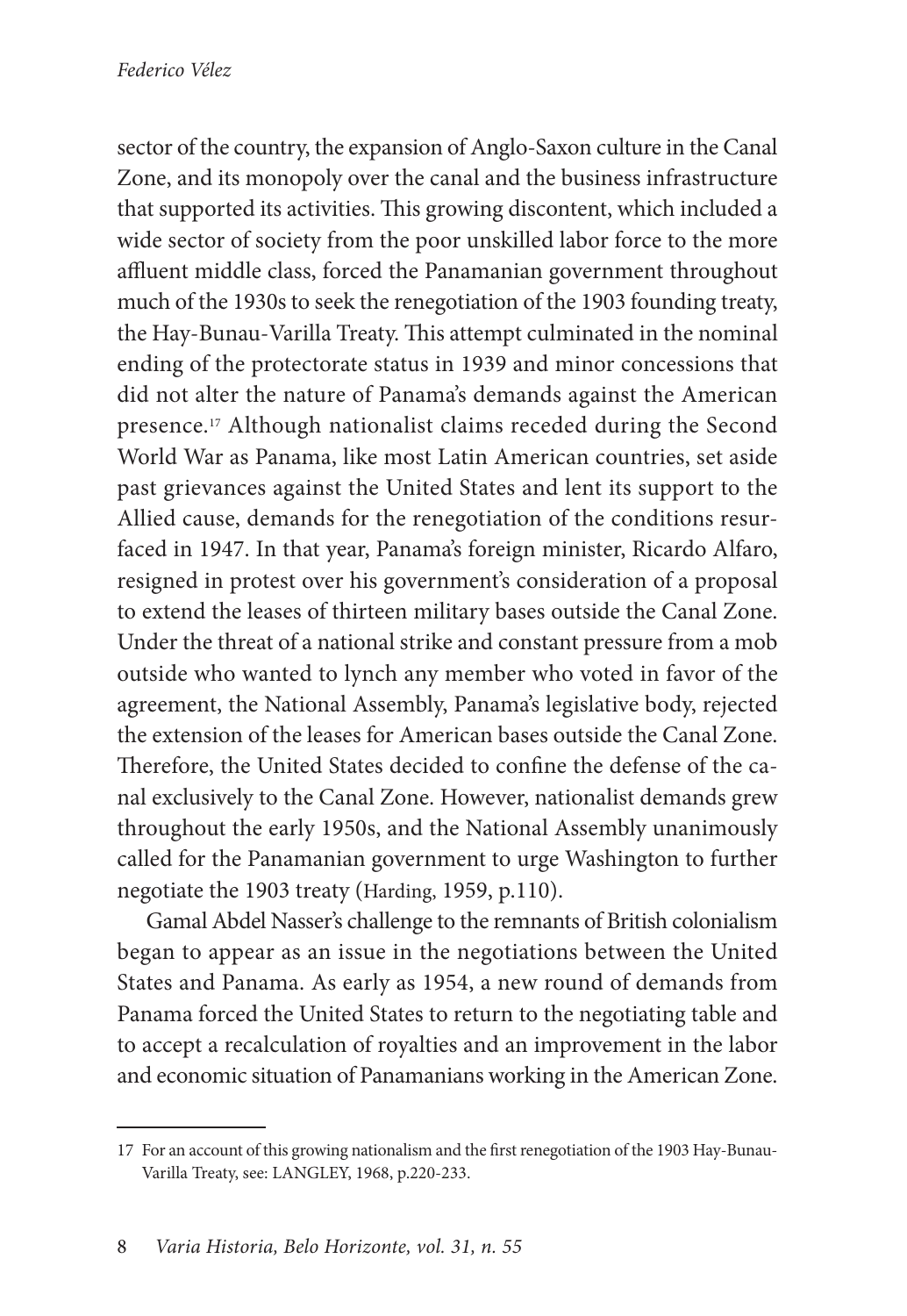sector of the country, the expansion of Anglo-Saxon culture in the Canal Zone, and its monopoly over the canal and the business infrastructure that supported its activities. This growing discontent, which included a wide sector of society from the poor unskilled labor force to the more affluent middle class, forced the Panamanian government throughout much of the 1930s to seek the renegotiation of the 1903 founding treaty, the Hay-Bunau-Varilla Treaty. This attempt culminated in the nominal ending of the protectorate status in 1939 and minor concessions that did not alter the nature of Panama's demands against the American presence.[17] Although nationalist claims receded during the Second World War as Panama, like most Latin American countries, set aside past grievances against the United States and lent its support to the Allied cause, demands for the renegotiation of the conditions resurfaced in 1947. In that year, Panama's foreign minister, Ricardo Alfaro, resigned in protest over his government's consideration of a proposal to extend the leases of thirteen military bases outside the Canal Zone. Under the threat of a national strike and constant pressure from a mob outside who wanted to lynch any member who voted in favor of the agreement, the National Assembly, Panama's legislative body, rejected the extension of the leases for American bases outside the Canal Zone. Therefore, the United States decided to confine the defense of the canal exclusively to the Canal Zone. However, nationalist demands grew throughout the early 1950s, and the National Assembly unanimously called for the Panamanian government to urge Washington to further negotiate the 1903 treaty (Harding, 1959, p.110).

Gamal Abdel Nasser's challenge to the remnants of British colonialism began to appear as an issue in the negotiations between the United States and Panama. As early as 1954, a new round of demands from Panama forced the United States to return to the negotiating table and to accept a recalculation of royalties and an improvement in the labor and economic situation of Panamanians working in the American Zone.

---

17 For an account of this growing nationalism and the first renegotiation of the 1903 Hay-Bunau-Varilla Treaty, see: LANGLEY, 1968, p.220-233.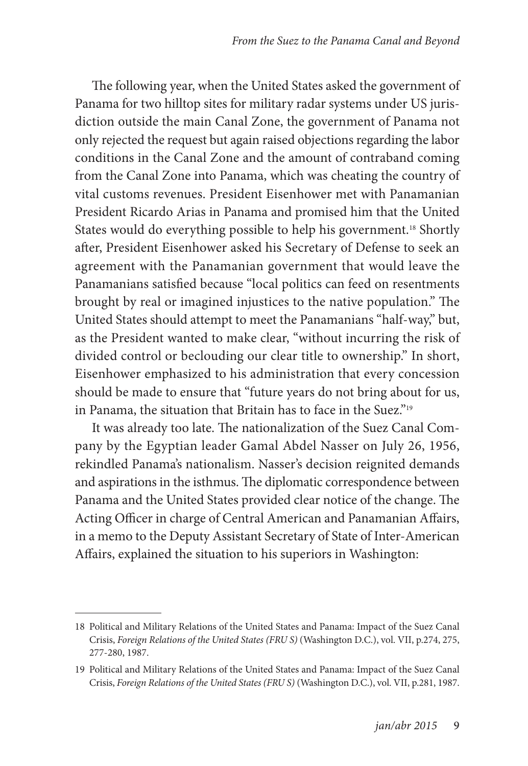The following year, when the United States asked the government of Panama for two hilltop sites for military radar systems under US jurisdiction outside the main Canal Zone, the government of Panama not only rejected the request but again raised objections regarding the labor conditions in the Canal Zone and the amount of contraband coming from the Canal Zone into Panama, which was cheating the country of vital customs revenues. President Eisenhower met with Panamanian President Ricardo Arias in Panama and promised him that the United States would do everything possible to help his government.[18] Shortly after, President Eisenhower asked his Secretary of Defense to seek an agreement with the Panamanian government that would leave the Panamanians satisfied because "local politics can feed on resentments brought by real or imagined injustices to the native population." The United States should attempt to meet the Panamanians "half-way," but, as the President wanted to make clear, "without incurring the risk of divided control or beclouding our clear title to ownership." In short, Eisenhower emphasized to his administration that every concession should be made to ensure that "future years do not bring about for us, in Panama, the situation that Britain has to face in the Suez."[19]

It was already too late. The nationalization of the Suez Canal Company by the Egyptian leader Gamal Abdel Nasser on July 26, 1956, rekindled Panama's nationalism. Nasser's decision reignited demands and aspirations in the isthmus. The diplomatic correspondence between Panama and the United States provided clear notice of the change. The Acting Officer in charge of Central American and Panamanian Affairs, in a memo to the Deputy Assistant Secretary of State of Inter-American Affairs, explained the situation to his superiors in Washington:

---

18 Political and Military Relations of the United States and Panama: Impact of the Suez Canal Crisis, *Foreign Relations of the United States (FRU S)* (Washington D.C.), vol. VII, p.274, 275, 277-280, 1987.

19 Political and Military Relations of the United States and Panama: Impact of the Suez Canal Crisis, *Foreign Relations of the United States (FRU S)* (Washington D.C.), vol. VII, p.281, 1987.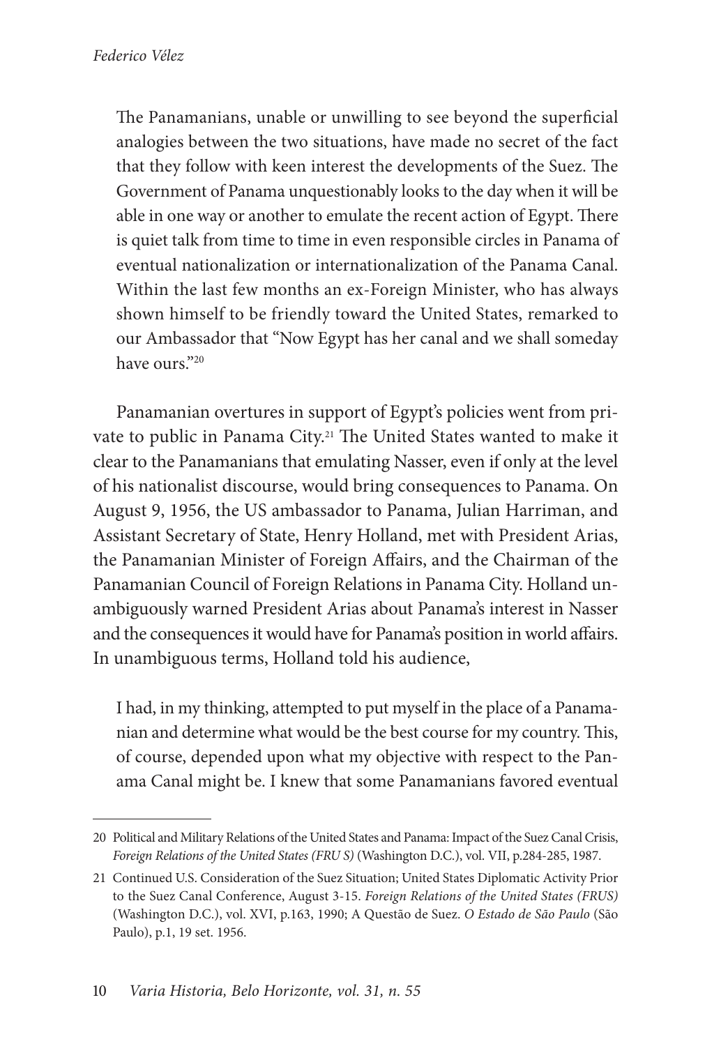> The Panamanians, unable or unwilling to see beyond the superficial analogies between the two situations, have made no secret of the fact that they follow with keen interest the developments of the Suez. The Government of Panama unquestionably looks to the day when it will be able in one way or another to emulate the recent action of Egypt. There is quiet talk from time to time in even responsible circles in Panama of eventual nationalization or internationalization of the Panama Canal. Within the last few months an ex-Foreign Minister, who has always shown himself to be friendly toward the United States, remarked to our Ambassador that "Now Egypt has her canal and we shall someday have ours."[20]

Panamanian overtures in support of Egypt's policies went from private to public in Panama City.[21] The United States wanted to make it clear to the Panamanians that emulating Nasser, even if only at the level of his nationalist discourse, would bring consequences to Panama. On August 9, 1956, the US ambassador to Panama, Julian Harriman, and Assistant Secretary of State, Henry Holland, met with President Arias, the Panamanian Minister of Foreign Affairs, and the Chairman of the Panamanian Council of Foreign Relations in Panama City. Holland unambiguously warned President Arias about Panama's interest in Nasser and the consequences it would have for Panama's position in world affairs. In unambiguous terms, Holland told his audience,

> I had, in my thinking, attempted to put myself in the place of a Panamanian and determine what would be the best course for my country. This, of course, depended upon what my objective with respect to the Panama Canal might be. I knew that some Panamanians favored eventual

---

20 Political and Military Relations of the United States and Panama: Impact of the Suez Canal Crisis, *Foreign Relations of the United States (FRU S)* (Washington D.C.), vol. VII, p.284-285, 1987.

21 Continued U.S. Consideration of the Suez Situation; United States Diplomatic Activity Prior to the Suez Canal Conference, August 3-15. *Foreign Relations of the United States (FRUS)* (Washington D.C.), vol. XVI, p.163, 1990; A Questão de Suez. *O Estado de São Paulo* (São Paulo), p.1, 19 set. 1956.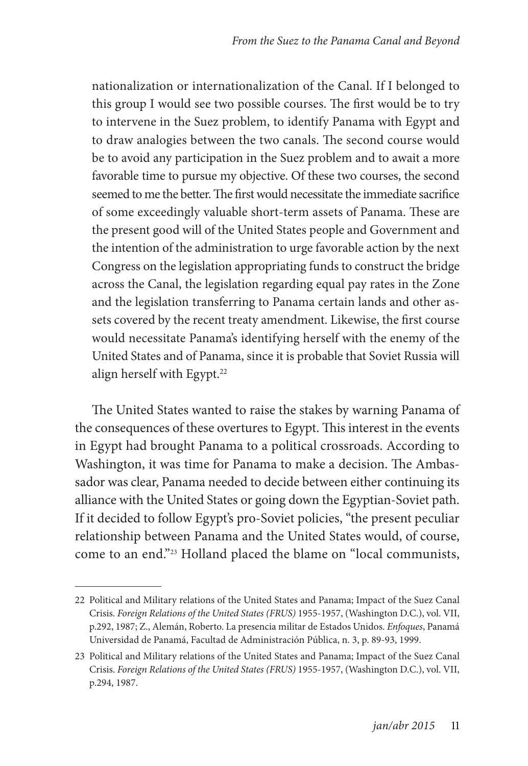nationalization or internationalization of the Canal. If I belonged to this group I would see two possible courses. The first would be to try to intervene in the Suez problem, to identify Panama with Egypt and to draw analogies between the two canals. The second course would be to avoid any participation in the Suez problem and to await a more favorable time to pursue my objective. Of these two courses, the second seemed to me the better. The first would necessitate the immediate sacrifice of some exceedingly valuable short-term assets of Panama. These are the present good will of the United States people and Government and the intention of the administration to urge favorable action by the next Congress on the legislation appropriating funds to construct the bridge across the Canal, the legislation regarding equal pay rates in the Zone and the legislation transferring to Panama certain lands and other assets covered by the recent treaty amendment. Likewise, the first course would necessitate Panama's identifying herself with the enemy of the United States and of Panama, since it is probable that Soviet Russia will align herself with Egypt.[22]

The United States wanted to raise the stakes by warning Panama of the consequences of these overtures to Egypt. This interest in the events in Egypt had brought Panama to a political crossroads. According to Washington, it was time for Panama to make a decision. The Ambassador was clear, Panama needed to decide between either continuing its alliance with the United States or going down the Egyptian-Soviet path. If it decided to follow Egypt's pro-Soviet policies, "the present peculiar relationship between Panama and the United States would, of course, come to an end."[23] Holland placed the blame on "local communists,

---

22 Political and Military relations of the United States and Panama; Impact of the Suez Canal Crisis. *Foreign Relations of the United States (FRUS)* 1955-1957, (Washington D.C.), vol. VII, p.292, 1987; Z., Alemán, Roberto. La presencia militar de Estados Unidos. *Enfoques*, Panamá Universidad de Panamá, Facultad de Administración Pública, n. 3, p. 89-93, 1999.

23 Political and Military relations of the United States and Panama; Impact of the Suez Canal Crisis. *Foreign Relations of the United States (FRUS)* 1955-1957, (Washington D.C.), vol. VII, p.294, 1987.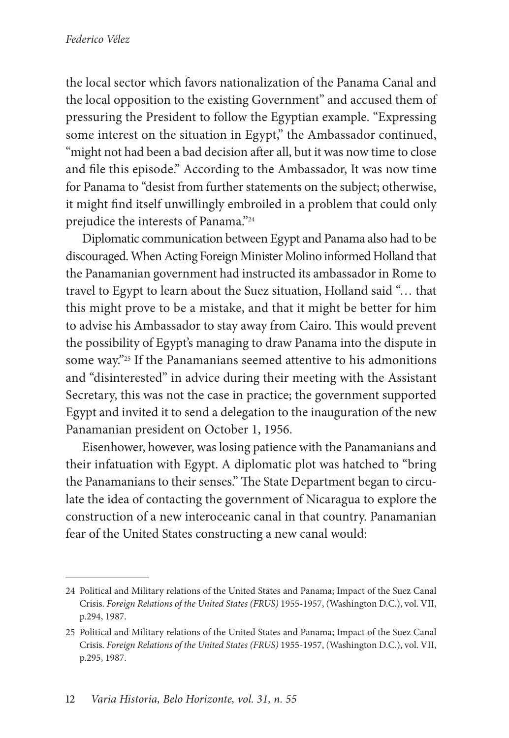the local sector which favors nationalization of the Panama Canal and the local opposition to the existing Government" and accused them of pressuring the President to follow the Egyptian example. "Expressing some interest on the situation in Egypt," the Ambassador continued, "might not had been a bad decision after all, but it was now time to close and file this episode." According to the Ambassador, It was now time for Panama to "desist from further statements on the subject; otherwise, it might find itself unwillingly embroiled in a problem that could only prejudice the interests of Panama."[24]

Diplomatic communication between Egypt and Panama also had to be discouraged. When Acting Foreign Minister Molino informed Holland that the Panamanian government had instructed its ambassador in Rome to travel to Egypt to learn about the Suez situation, Holland said "… that this might prove to be a mistake, and that it might be better for him to advise his Ambassador to stay away from Cairo. This would prevent the possibility of Egypt's managing to draw Panama into the dispute in some way."[25] If the Panamanians seemed attentive to his admonitions and "disinterested" in advice during their meeting with the Assistant Secretary, this was not the case in practice; the government supported Egypt and invited it to send a delegation to the inauguration of the new Panamanian president on October 1, 1956.

Eisenhower, however, was losing patience with the Panamanians and their infatuation with Egypt. A diplomatic plot was hatched to "bring the Panamanians to their senses." The State Department began to circulate the idea of contacting the government of Nicaragua to explore the construction of a new interoceanic canal in that country. Panamanian fear of the United States constructing a new canal would:

---

24 Political and Military relations of the United States and Panama; Impact of the Suez Canal Crisis. *Foreign Relations of the United States (FRUS)* 1955-1957, (Washington D.C.), vol. VII, p.294, 1987.

25 Political and Military relations of the United States and Panama; Impact of the Suez Canal Crisis. *Foreign Relations of the United States (FRUS)* 1955-1957, (Washington D.C.), vol. VII, p.295, 1987.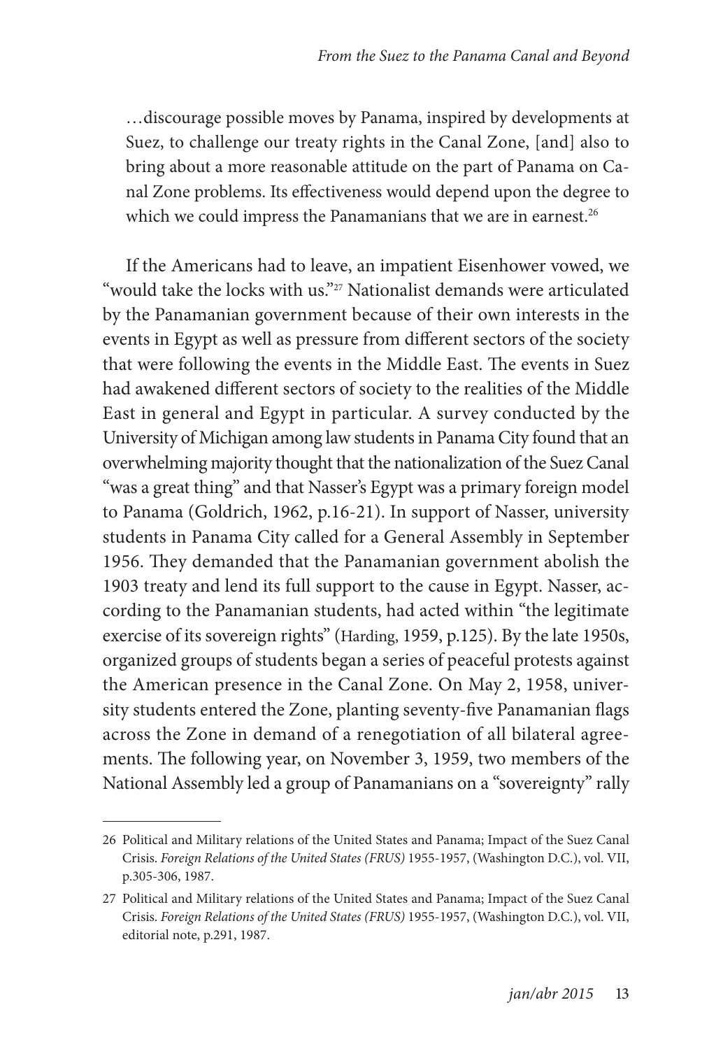> …discourage possible moves by Panama, inspired by developments at Suez, to challenge our treaty rights in the Canal Zone, [and] also to bring about a more reasonable attitude on the part of Panama on Canal Zone problems. Its effectiveness would depend upon the degree to which we could impress the Panamanians that we are in earnest.[26]

If the Americans had to leave, an impatient Eisenhower vowed, we "would take the locks with us."[27] Nationalist demands were articulated by the Panamanian government because of their own interests in the events in Egypt as well as pressure from different sectors of the society that were following the events in the Middle East. The events in Suez had awakened different sectors of society to the realities of the Middle East in general and Egypt in particular. A survey conducted by the University of Michigan among law students in Panama City found that an overwhelming majority thought that the nationalization of the Suez Canal "was a great thing" and that Nasser's Egypt was a primary foreign model to Panama (Goldrich, 1962, p.16-21). In support of Nasser, university students in Panama City called for a General Assembly in September 1956. They demanded that the Panamanian government abolish the 1903 treaty and lend its full support to the cause in Egypt. Nasser, according to the Panamanian students, had acted within "the legitimate exercise of its sovereign rights" (Harding, 1959, p.125). By the late 1950s, organized groups of students began a series of peaceful protests against the American presence in the Canal Zone. On May 2, 1958, university students entered the Zone, planting seventy-five Panamanian flags across the Zone in demand of a renegotiation of all bilateral agreements. The following year, on November 3, 1959, two members of the National Assembly led a group of Panamanians on a "sovereignty" rally

---

26 Political and Military relations of the United States and Panama; Impact of the Suez Canal Crisis. *Foreign Relations of the United States (FRUS)* 1955-1957, (Washington D.C.), vol. VII, p.305-306, 1987.

27 Political and Military relations of the United States and Panama; Impact of the Suez Canal Crisis. *Foreign Relations of the United States (FRUS)* 1955-1957, (Washington D.C.), vol. VII, editorial note, p.291, 1987.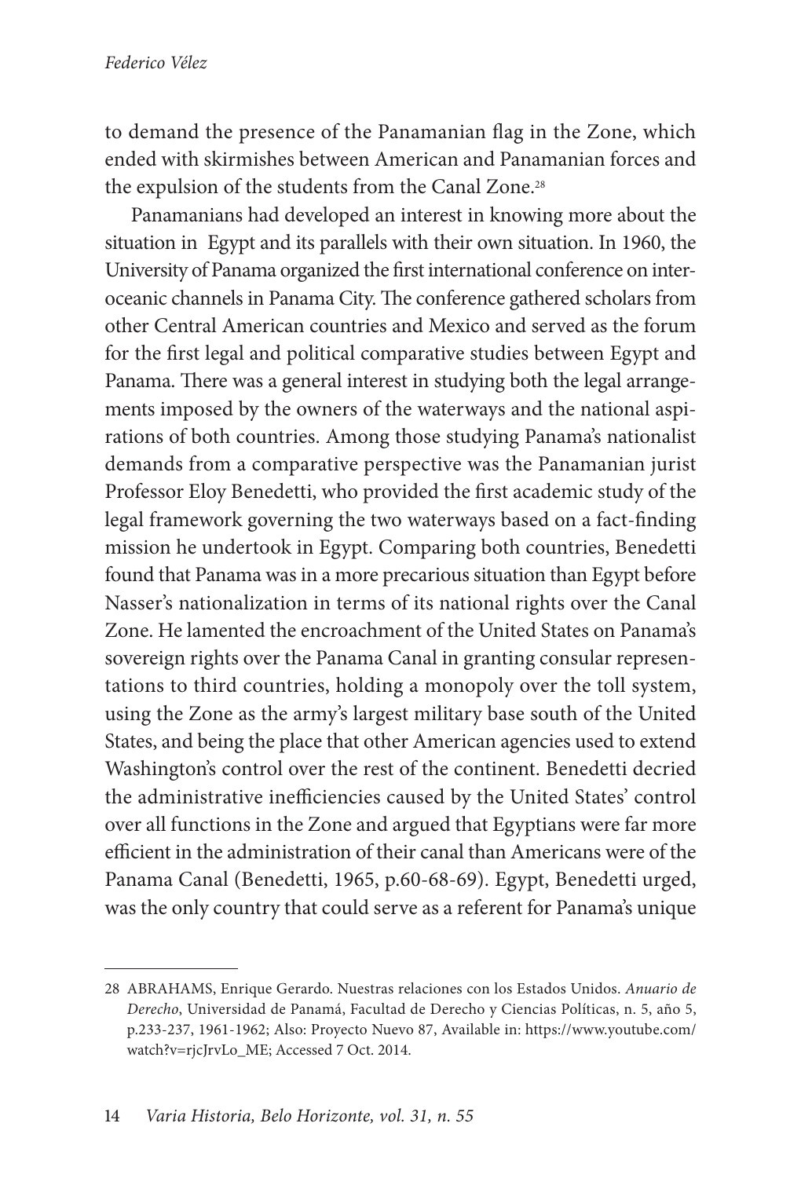to demand the presence of the Panamanian flag in the Zone, which ended with skirmishes between American and Panamanian forces and the expulsion of the students from the Canal Zone.[28]

Panamanians had developed an interest in knowing more about the situation in Egypt and its parallels with their own situation. In 1960, the University of Panama organized the first international conference on inter-oceanic channels in Panama City. The conference gathered scholars from other Central American countries and Mexico and served as the forum for the first legal and political comparative studies between Egypt and Panama. There was a general interest in studying both the legal arrangements imposed by the owners of the waterways and the national aspirations of both countries. Among those studying Panama's nationalist demands from a comparative perspective was the Panamanian jurist Professor Eloy Benedetti, who provided the first academic study of the legal framework governing the two waterways based on a fact-finding mission he undertook in Egypt. Comparing both countries, Benedetti found that Panama was in a more precarious situation than Egypt before Nasser's nationalization in terms of its national rights over the Canal Zone. He lamented the encroachment of the United States on Panama's sovereign rights over the Panama Canal in granting consular representations to third countries, holding a monopoly over the toll system, using the Zone as the army's largest military base south of the United States, and being the place that other American agencies used to extend Washington's control over the rest of the continent. Benedetti decried the administrative inefficiencies caused by the United States' control over all functions in the Zone and argued that Egyptians were far more efficient in the administration of their canal than Americans were of the Panama Canal (Benedetti, 1965, p.60-68-69). Egypt, Benedetti urged, was the only country that could serve as a referent for Panama's unique

---

28 ABRAHAMS, Enrique Gerardo. Nuestras relaciones con los Estados Unidos. *Anuario de Derecho*, Universidad de Panamá, Facultad de Derecho y Ciencias Políticas, n. 5, año 5, p.233-237, 1961-1962; Also: Proyecto Nuevo 87, Available in: https://www.youtube.com/watch?v=rjcJrvLo_ME; Accessed 7 Oct. 2014.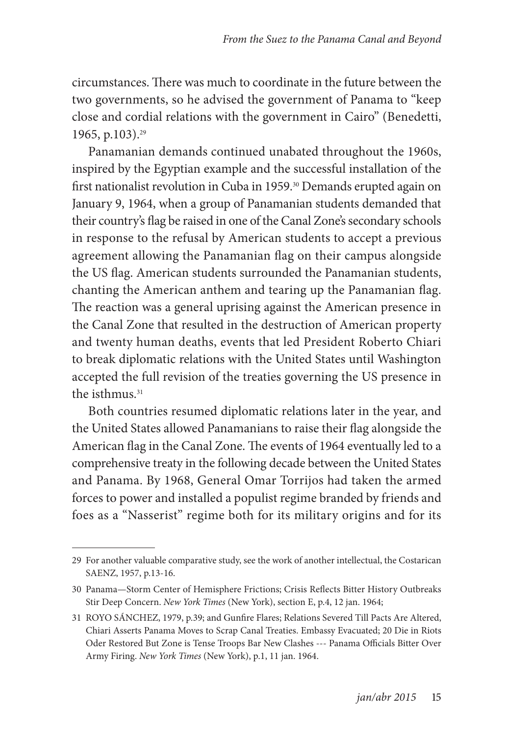circumstances. There was much to coordinate in the future between the two governments, so he advised the government of Panama to "keep close and cordial relations with the government in Cairo" (Benedetti, 1965, p.103).[29]

Panamanian demands continued unabated throughout the 1960s, inspired by the Egyptian example and the successful installation of the first nationalist revolution in Cuba in 1959.[30] Demands erupted again on January 9, 1964, when a group of Panamanian students demanded that their country's flag be raised in one of the Canal Zone's secondary schools in response to the refusal by American students to accept a previous agreement allowing the Panamanian flag on their campus alongside the US flag. American students surrounded the Panamanian students, chanting the American anthem and tearing up the Panamanian flag. The reaction was a general uprising against the American presence in the Canal Zone that resulted in the destruction of American property and twenty human deaths, events that led President Roberto Chiari to break diplomatic relations with the United States until Washington accepted the full revision of the treaties governing the US presence in the isthmus.[31]

Both countries resumed diplomatic relations later in the year, and the United States allowed Panamanians to raise their flag alongside the American flag in the Canal Zone. The events of 1964 eventually led to a comprehensive treaty in the following decade between the United States and Panama. By 1968, General Omar Torrijos had taken the armed forces to power and installed a populist regime branded by friends and foes as a "Nasserist" regime both for its military origins and for its

---

29 For another valuable comparative study, see the work of another intellectual, the Costarican SAENZ, 1957, p.13-16.

30 Panama—Storm Center of Hemisphere Frictions; Crisis Reflects Bitter History Outbreaks Stir Deep Concern. *New York Times* (New York), section E, p.4, 12 jan. 1964;

31 ROYO SÁNCHEZ, 1979, p.39; and Gunfire Flares; Relations Severed Till Pacts Are Altered, Chiari Asserts Panama Moves to Scrap Canal Treaties. Embassy Evacuated; 20 Die in Riots Oder Restored But Zone is Tense Troops Bar New Clashes --- Panama Officials Bitter Over Army Firing. *New York Times* (New York), p.1, 11 jan. 1964.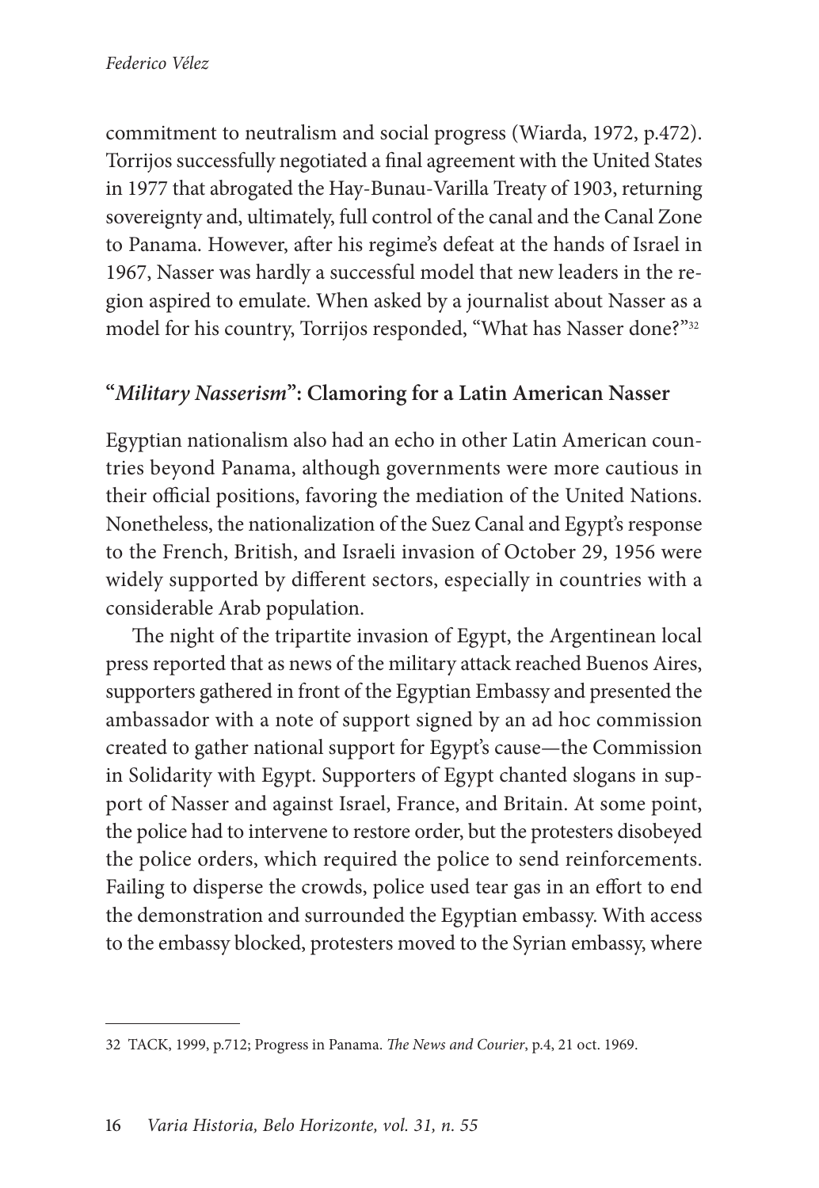commitment to neutralism and social progress (Wiarda, 1972, p.472). Torrijos successfully negotiated a final agreement with the United States in 1977 that abrogated the Hay-Bunau-Varilla Treaty of 1903, returning sovereignty and, ultimately, full control of the canal and the Canal Zone to Panama. However, after his regime's defeat at the hands of Israel in 1967, Nasser was hardly a successful model that new leaders in the region aspired to emulate. When asked by a journalist about Nasser as a model for his country, Torrijos responded, "What has Nasser done?"[32]

## "*Military Nasserism*": Clamoring for a Latin American Nasser

Egyptian nationalism also had an echo in other Latin American countries beyond Panama, although governments were more cautious in their official positions, favoring the mediation of the United Nations. Nonetheless, the nationalization of the Suez Canal and Egypt's response to the French, British, and Israeli invasion of October 29, 1956 were widely supported by different sectors, especially in countries with a considerable Arab population.

The night of the tripartite invasion of Egypt, the Argentinean local press reported that as news of the military attack reached Buenos Aires, supporters gathered in front of the Egyptian Embassy and presented the ambassador with a note of support signed by an ad hoc commission created to gather national support for Egypt's cause—the Commission in Solidarity with Egypt. Supporters of Egypt chanted slogans in support of Nasser and against Israel, France, and Britain. At some point, the police had to intervene to restore order, but the protesters disobeyed the police orders, which required the police to send reinforcements. Failing to disperse the crowds, police used tear gas in an effort to end the demonstration and surrounded the Egyptian embassy. With access to the embassy blocked, protesters moved to the Syrian embassy, where

---

32 TACK, 1999, p.712; Progress in Panama. *The News and Courier*, p.4, 21 oct. 1969.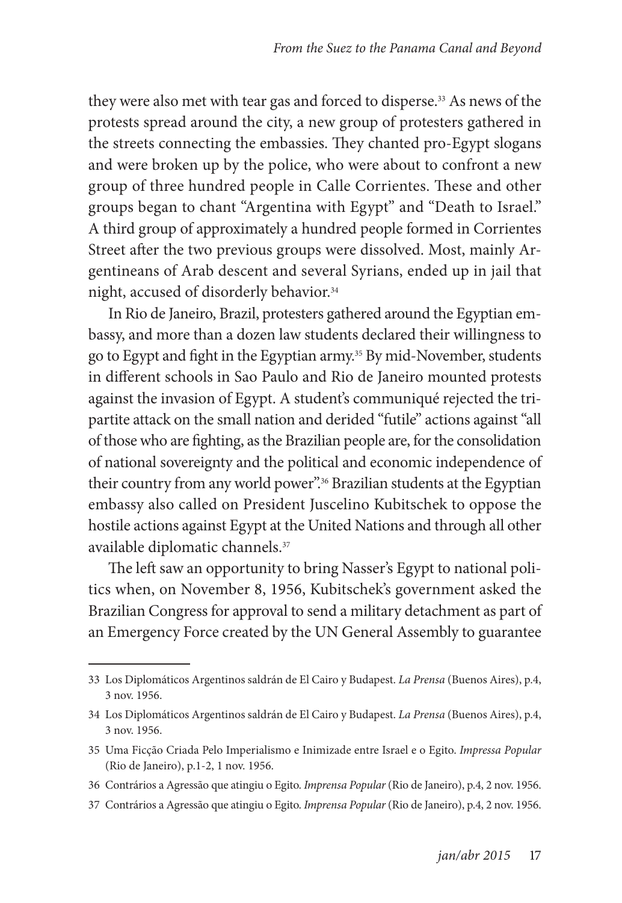they were also met with tear gas and forced to disperse.[33] As news of the protests spread around the city, a new group of protesters gathered in the streets connecting the embassies. They chanted pro-Egypt slogans and were broken up by the police, who were about to confront a new group of three hundred people in Calle Corrientes. These and other groups began to chant "Argentina with Egypt" and "Death to Israel." A third group of approximately a hundred people formed in Corrientes Street after the two previous groups were dissolved. Most, mainly Argentineans of Arab descent and several Syrians, ended up in jail that night, accused of disorderly behavior.[34]

In Rio de Janeiro, Brazil, protesters gathered around the Egyptian embassy, and more than a dozen law students declared their willingness to go to Egypt and fight in the Egyptian army.[35] By mid-November, students in different schools in Sao Paulo and Rio de Janeiro mounted protests against the invasion of Egypt. A student's communiqué rejected the tripartite attack on the small nation and derided "futile" actions against "all of those who are fighting, as the Brazilian people are, for the consolidation of national sovereignty and the political and economic independence of their country from any world power".[36] Brazilian students at the Egyptian embassy also called on President Juscelino Kubitschek to oppose the hostile actions against Egypt at the United Nations and through all other available diplomatic channels.[37]

The left saw an opportunity to bring Nasser's Egypt to national politics when, on November 8, 1956, Kubitschek's government asked the Brazilian Congress for approval to send a military detachment as part of an Emergency Force created by the UN General Assembly to guarantee

---

33 Los Diplomáticos Argentinos saldrán de El Cairo y Budapest. *La Prensa* (Buenos Aires), p.4, 3 nov. 1956.

34 Los Diplomáticos Argentinos saldrán de El Cairo y Budapest. *La Prensa* (Buenos Aires), p.4, 3 nov. 1956.

35 Uma Ficção Criada Pelo Imperialismo e Inimizade entre Israel e o Egito. *Impressa Popular* (Rio de Janeiro), p.1-2, 1 nov. 1956.

36 Contrários a Agressão que atingiu o Egito. *Imprensa Popular* (Rio de Janeiro), p.4, 2 nov. 1956.

37 Contrários a Agressão que atingiu o Egito. *Imprensa Popular* (Rio de Janeiro), p.4, 2 nov. 1956.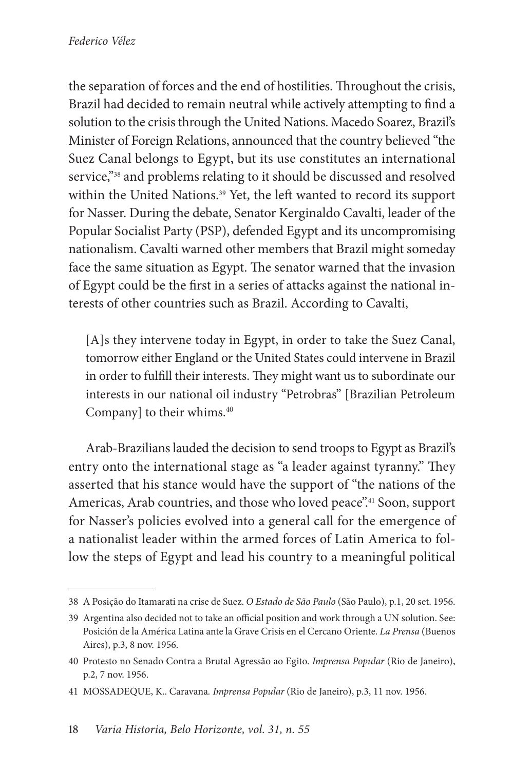the separation of forces and the end of hostilities. Throughout the crisis, Brazil had decided to remain neutral while actively attempting to find a solution to the crisis through the United Nations. Macedo Soarez, Brazil's Minister of Foreign Relations, announced that the country believed "the Suez Canal belongs to Egypt, but its use constitutes an international service,"[38] and problems relating to it should be discussed and resolved within the United Nations.[39] Yet, the left wanted to record its support for Nasser. During the debate, Senator Kerginaldo Cavalti, leader of the Popular Socialist Party (PSP), defended Egypt and its uncompromising nationalism. Cavalti warned other members that Brazil might someday face the same situation as Egypt. The senator warned that the invasion of Egypt could be the first in a series of attacks against the national interests of other countries such as Brazil. According to Cavalti,

> [A]s they intervene today in Egypt, in order to take the Suez Canal, tomorrow either England or the United States could intervene in Brazil in order to fulfill their interests. They might want us to subordinate our interests in our national oil industry "Petrobras" [Brazilian Petroleum Company] to their whims.[40]

Arab-Brazilians lauded the decision to send troops to Egypt as Brazil's entry onto the international stage as "a leader against tyranny." They asserted that his stance would have the support of "the nations of the Americas, Arab countries, and those who loved peace".[41] Soon, support for Nasser's policies evolved into a general call for the emergence of a nationalist leader within the armed forces of Latin America to follow the steps of Egypt and lead his country to a meaningful political

---

38 A Posição do Itamarati na crise de Suez. *O Estado de São Paulo* (São Paulo), p.1, 20 set. 1956.

39 Argentina also decided not to take an official position and work through a UN solution. See: Posición de la América Latina ante la Grave Crisis en el Cercano Oriente. *La Prensa* (Buenos Aires), p.3, 8 nov. 1956.

40 Protesto no Senado Contra a Brutal Agressão ao Egito. *Imprensa Popular* (Rio de Janeiro), p.2, 7 nov. 1956.

41 MOSSADEQUE, K.. Caravana. *Imprensa Popular* (Rio de Janeiro), p.3, 11 nov. 1956.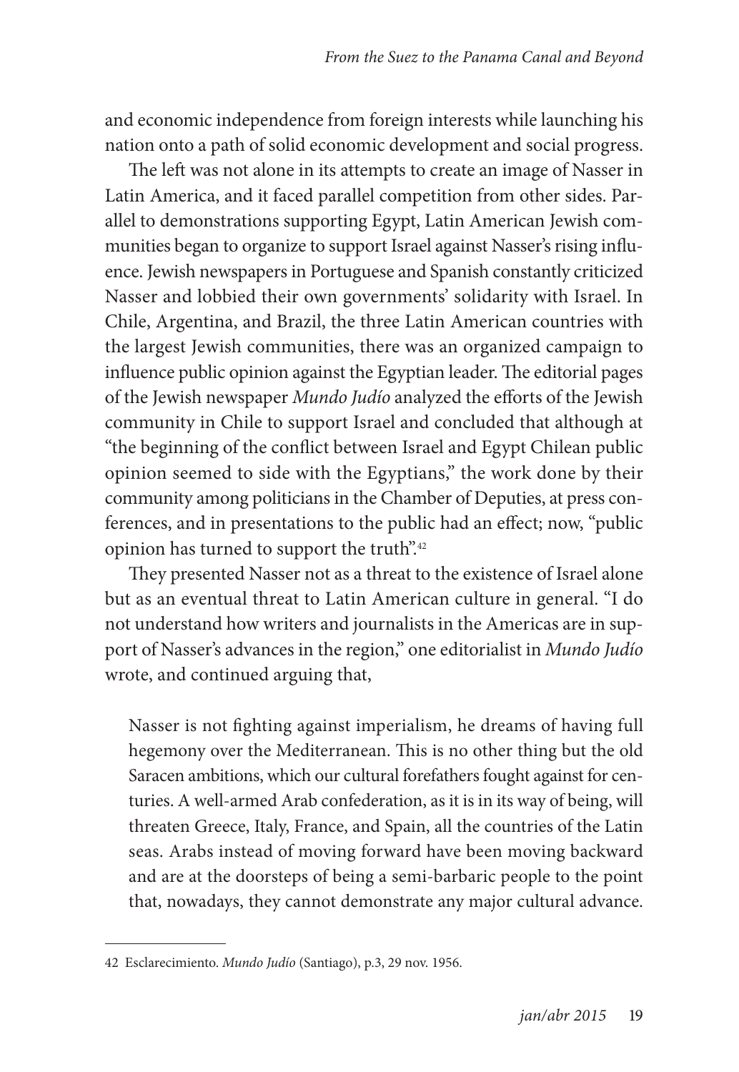and economic independence from foreign interests while launching his nation onto a path of solid economic development and social progress.

The left was not alone in its attempts to create an image of Nasser in Latin America, and it faced parallel competition from other sides. Parallel to demonstrations supporting Egypt, Latin American Jewish communities began to organize to support Israel against Nasser's rising influence. Jewish newspapers in Portuguese and Spanish constantly criticized Nasser and lobbied their own governments' solidarity with Israel. In Chile, Argentina, and Brazil, the three Latin American countries with the largest Jewish communities, there was an organized campaign to influence public opinion against the Egyptian leader. The editorial pages of the Jewish newspaper *Mundo Judío* analyzed the efforts of the Jewish community in Chile to support Israel and concluded that although at "the beginning of the conflict between Israel and Egypt Chilean public opinion seemed to side with the Egyptians," the work done by their community among politicians in the Chamber of Deputies, at press conferences, and in presentations to the public had an effect; now, "public opinion has turned to support the truth".[42]

They presented Nasser not as a threat to the existence of Israel alone but as an eventual threat to Latin American culture in general. "I do not understand how writers and journalists in the Americas are in support of Nasser's advances in the region," one editorialist in *Mundo Judío* wrote, and continued arguing that,

> Nasser is not fighting against imperialism, he dreams of having full hegemony over the Mediterranean. This is no other thing but the old Saracen ambitions, which our cultural forefathers fought against for centuries. A well-armed Arab confederation, as it is in its way of being, will threaten Greece, Italy, France, and Spain, all the countries of the Latin seas. Arabs instead of moving forward have been moving backward and are at the doorsteps of being a semi-barbaric people to the point that, nowadays, they cannot demonstrate any major cultural advance.

---

42 Esclarecimiento. *Mundo Judío* (Santiago), p.3, 29 nov. 1956.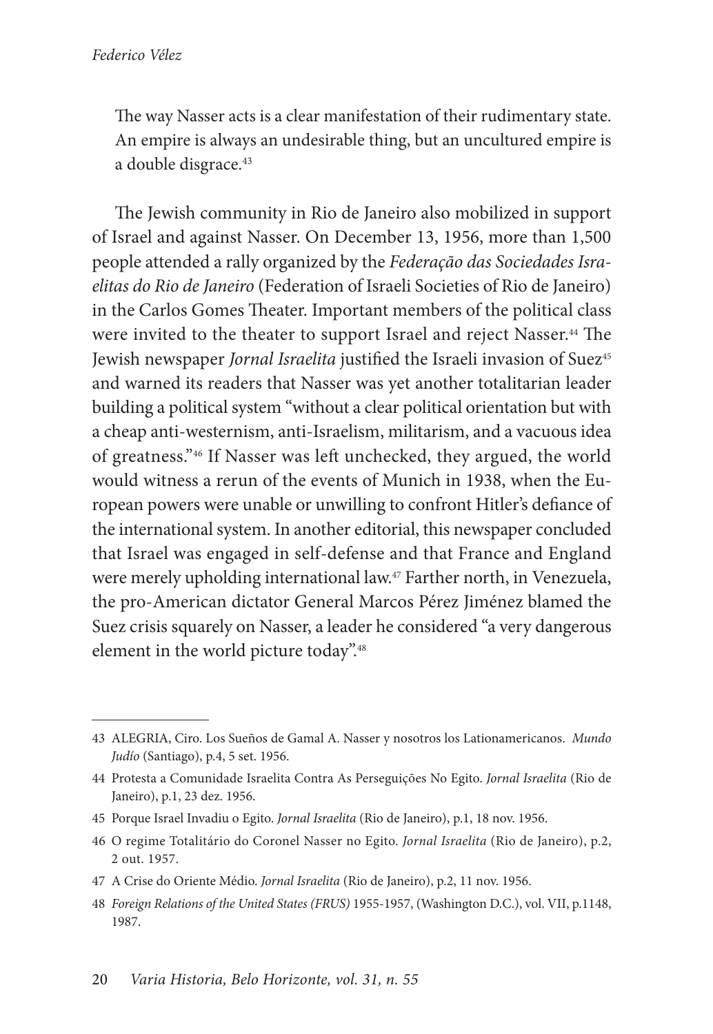> The way Nasser acts is a clear manifestation of their rudimentary state. An empire is always an undesirable thing, but an uncultured empire is a double disgrace.[43]

The Jewish community in Rio de Janeiro also mobilized in support of Israel and against Nasser. On December 13, 1956, more than 1,500 people attended a rally organized by the *Federação das Sociedades Israelitas do Rio de Janeiro* (Federation of Israeli Societies of Rio de Janeiro) in the Carlos Gomes Theater. Important members of the political class were invited to the theater to support Israel and reject Nasser.[44] The Jewish newspaper *Jornal Israelita* justified the Israeli invasion of Suez[45] and warned its readers that Nasser was yet another totalitarian leader building a political system "without a clear political orientation but with a cheap anti-westernism, anti-Israelism, militarism, and a vacuous idea of greatness."[46] If Nasser was left unchecked, they argued, the world would witness a rerun of the events of Munich in 1938, when the European powers were unable or unwilling to confront Hitler's defiance of the international system. In another editorial, this newspaper concluded that Israel was engaged in self-defense and that France and England were merely upholding international law.[47] Farther north, in Venezuela, the pro-American dictator General Marcos Pérez Jiménez blamed the Suez crisis squarely on Nasser, a leader he considered "a very dangerous element in the world picture today".[48]

---

43 ALEGRIA, Ciro. Los Sueños de Gamal A. Nasser y nosotros los Lationamericanos. *Mundo Judío* (Santiago), p.4, 5 set. 1956.

44 Protesta a Comunidade Israelita Contra As Perseguições No Egito. *Jornal Israelita* (Rio de Janeiro), p.1, 23 dez. 1956.

45 Porque Israel Invadiu o Egito. *Jornal Israelita* (Rio de Janeiro), p.1, 18 nov. 1956.

46 O regime Totalitário do Coronel Nasser no Egito. *Jornal Israelita* (Rio de Janeiro), p.2, 2 out. 1957.

47 A Crise do Oriente Médio. *Jornal Israelita* (Rio de Janeiro), p.2, 11 nov. 1956.

48 *Foreign Relations of the United States (FRUS)* 1955-1957, (Washington D.C.), vol. VII, p.1148, 1987.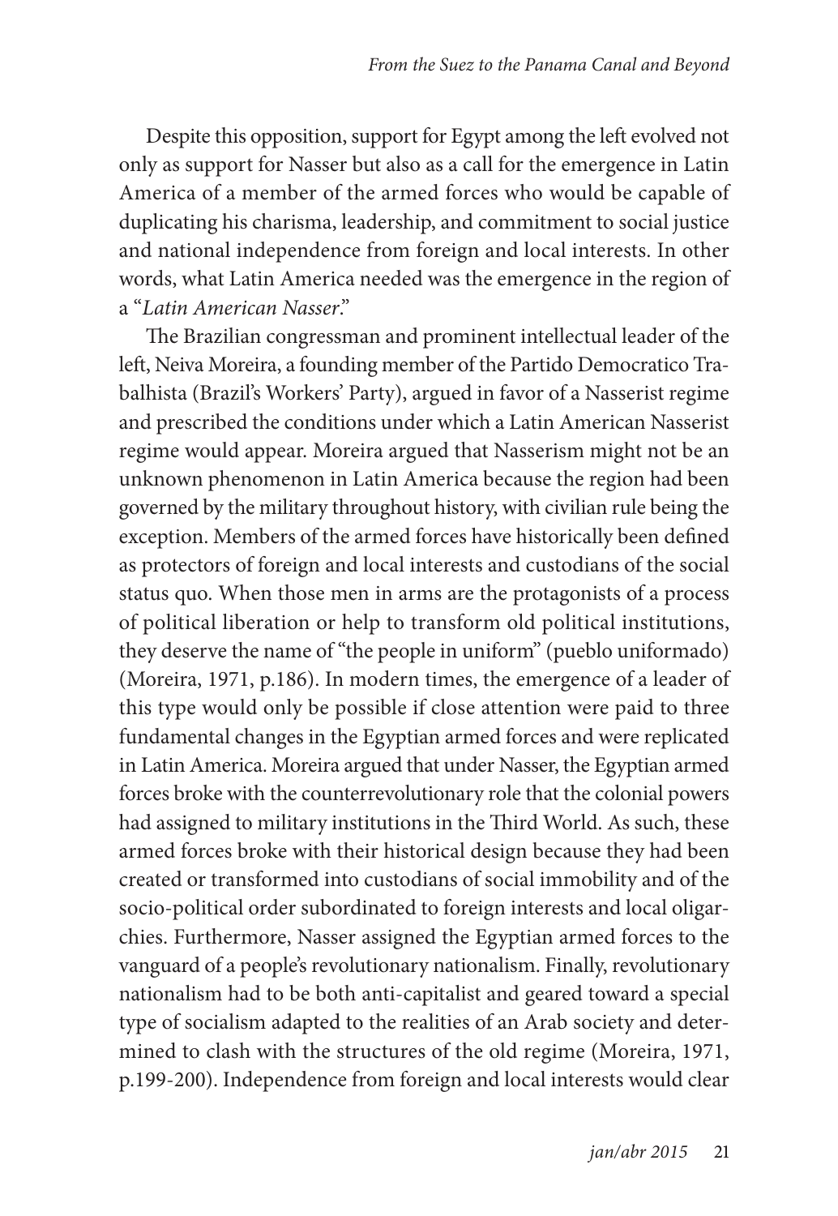Despite this opposition, support for Egypt among the left evolved not only as support for Nasser but also as a call for the emergence in Latin America of a member of the armed forces who would be capable of duplicating his charisma, leadership, and commitment to social justice and national independence from foreign and local interests. In other words, what Latin America needed was the emergence in the region of a "*Latin American Nasser*."

The Brazilian congressman and prominent intellectual leader of the left, Neiva Moreira, a founding member of the Partido Democratico Trabalhista (Brazil's Workers' Party), argued in favor of a Nasserist regime and prescribed the conditions under which a Latin American Nasserist regime would appear. Moreira argued that Nasserism might not be an unknown phenomenon in Latin America because the region had been governed by the military throughout history, with civilian rule being the exception. Members of the armed forces have historically been defined as protectors of foreign and local interests and custodians of the social status quo. When those men in arms are the protagonists of a process of political liberation or help to transform old political institutions, they deserve the name of "the people in uniform" (pueblo uniformado) (Moreira, 1971, p.186). In modern times, the emergence of a leader of this type would only be possible if close attention were paid to three fundamental changes in the Egyptian armed forces and were replicated in Latin America. Moreira argued that under Nasser, the Egyptian armed forces broke with the counterrevolutionary role that the colonial powers had assigned to military institutions in the Third World. As such, these armed forces broke with their historical design because they had been created or transformed into custodians of social immobility and of the socio-political order subordinated to foreign interests and local oligarchies. Furthermore, Nasser assigned the Egyptian armed forces to the vanguard of a people's revolutionary nationalism. Finally, revolutionary nationalism had to be both anti-capitalist and geared toward a special type of socialism adapted to the realities of an Arab society and determined to clash with the structures of the old regime (Moreira, 1971, p.199-200). Independence from foreign and local interests would clear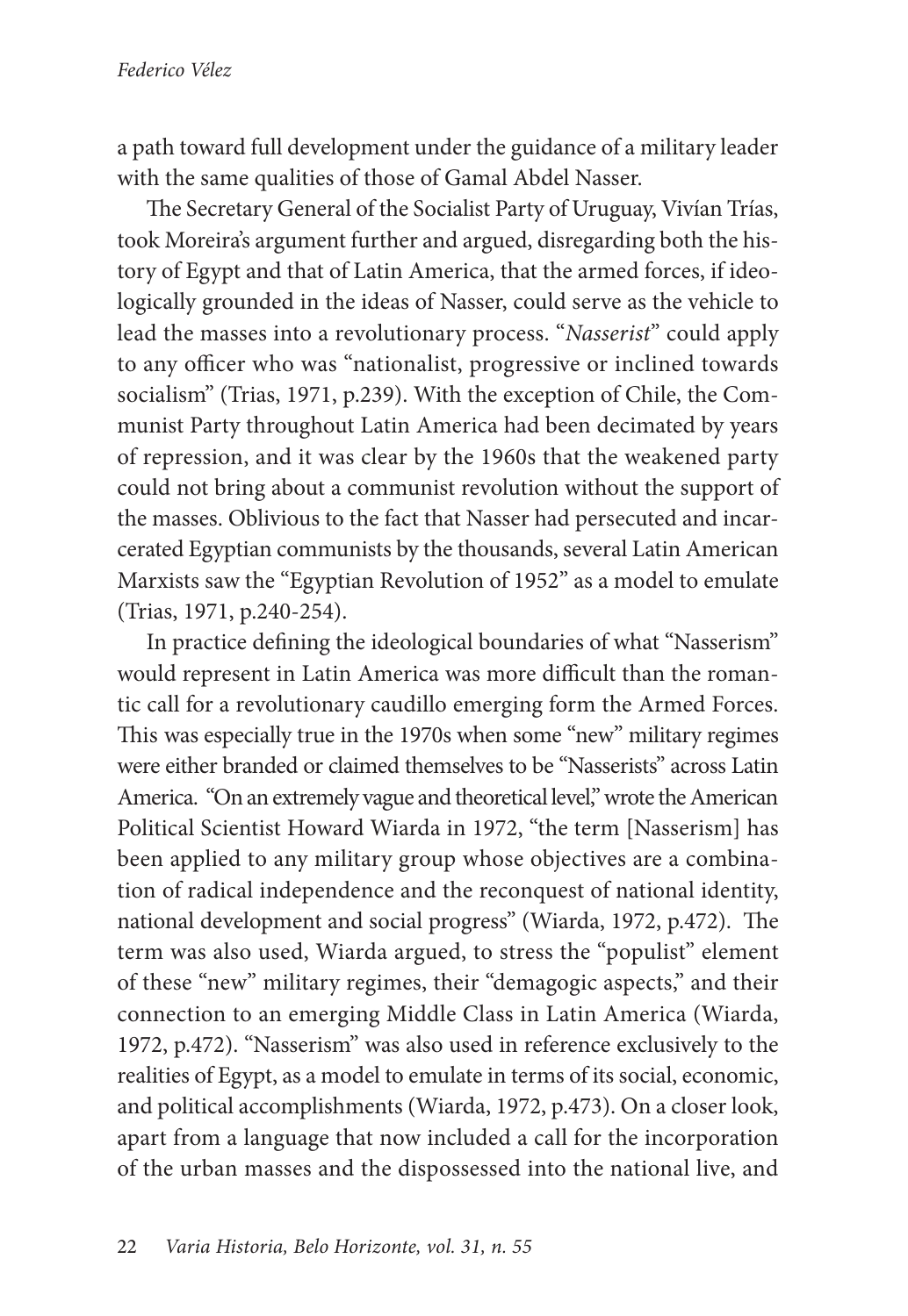a path toward full development under the guidance of a military leader with the same qualities of those of Gamal Abdel Nasser.

The Secretary General of the Socialist Party of Uruguay, Vivían Trías, took Moreira's argument further and argued, disregarding both the history of Egypt and that of Latin America, that the armed forces, if ideologically grounded in the ideas of Nasser, could serve as the vehicle to lead the masses into a revolutionary process. "*Nasserist*" could apply to any officer who was "nationalist, progressive or inclined towards socialism" (Trias, 1971, p.239). With the exception of Chile, the Communist Party throughout Latin America had been decimated by years of repression, and it was clear by the 1960s that the weakened party could not bring about a communist revolution without the support of the masses. Oblivious to the fact that Nasser had persecuted and incarcerated Egyptian communists by the thousands, several Latin American Marxists saw the "Egyptian Revolution of 1952" as a model to emulate (Trias, 1971, p.240-254).

In practice defining the ideological boundaries of what "Nasserism" would represent in Latin America was more difficult than the romantic call for a revolutionary caudillo emerging form the Armed Forces. This was especially true in the 1970s when some "new" military regimes were either branded or claimed themselves to be "Nasserists" across Latin America. "On an extremely vague and theoretical level," wrote the American Political Scientist Howard Wiarda in 1972, "the term [Nasserism] has been applied to any military group whose objectives are a combination of radical independence and the reconquest of national identity, national development and social progress" (Wiarda, 1972, p.472). The term was also used, Wiarda argued, to stress the "populist" element of these "new" military regimes, their "demagogic aspects," and their connection to an emerging Middle Class in Latin America (Wiarda, 1972, p.472). "Nasserism" was also used in reference exclusively to the realities of Egypt, as a model to emulate in terms of its social, economic, and political accomplishments (Wiarda, 1972, p.473). On a closer look, apart from a language that now included a call for the incorporation of the urban masses and the dispossessed into the national live, and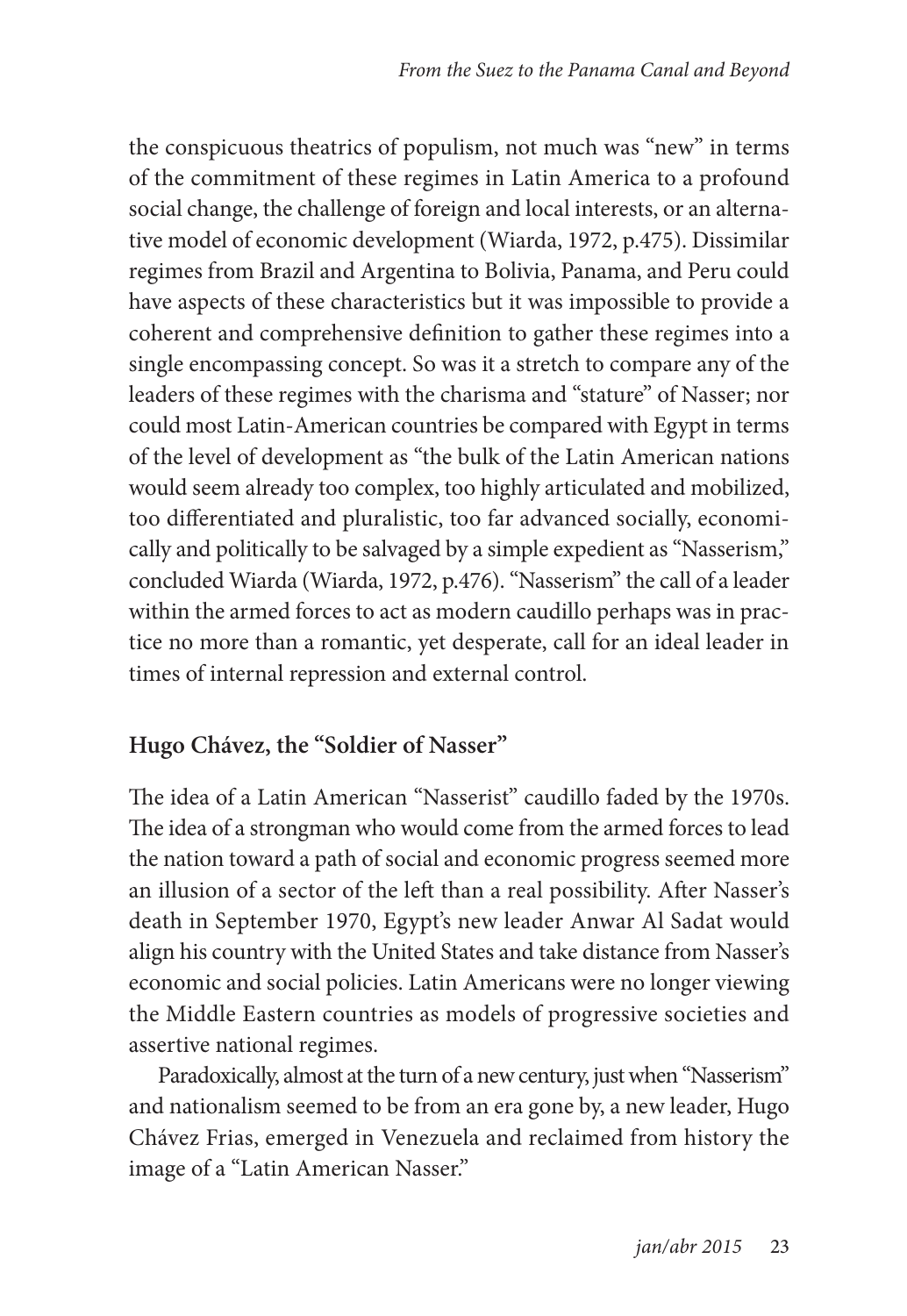the conspicuous theatrics of populism, not much was "new" in terms of the commitment of these regimes in Latin America to a profound social change, the challenge of foreign and local interests, or an alternative model of economic development (Wiarda, 1972, p.475). Dissimilar regimes from Brazil and Argentina to Bolivia, Panama, and Peru could have aspects of these characteristics but it was impossible to provide a coherent and comprehensive definition to gather these regimes into a single encompassing concept. So was it a stretch to compare any of the leaders of these regimes with the charisma and "stature" of Nasser; nor could most Latin-American countries be compared with Egypt in terms of the level of development as "the bulk of the Latin American nations would seem already too complex, too highly articulated and mobilized, too differentiated and pluralistic, too far advanced socially, economically and politically to be salvaged by a simple expedient as "Nasserism," concluded Wiarda (Wiarda, 1972, p.476). "Nasserism" the call of a leader within the armed forces to act as modern caudillo perhaps was in practice no more than a romantic, yet desperate, call for an ideal leader in times of internal repression and external control.

## Hugo Chávez, the "Soldier of Nasser"

The idea of a Latin American "Nasserist" caudillo faded by the 1970s. The idea of a strongman who would come from the armed forces to lead the nation toward a path of social and economic progress seemed more an illusion of a sector of the left than a real possibility. After Nasser's death in September 1970, Egypt's new leader Anwar Al Sadat would align his country with the United States and take distance from Nasser's economic and social policies. Latin Americans were no longer viewing the Middle Eastern countries as models of progressive societies and assertive national regimes.

Paradoxically, almost at the turn of a new century, just when "Nasserism" and nationalism seemed to be from an era gone by, a new leader, Hugo Chávez Frias, emerged in Venezuela and reclaimed from history the image of a "Latin American Nasser."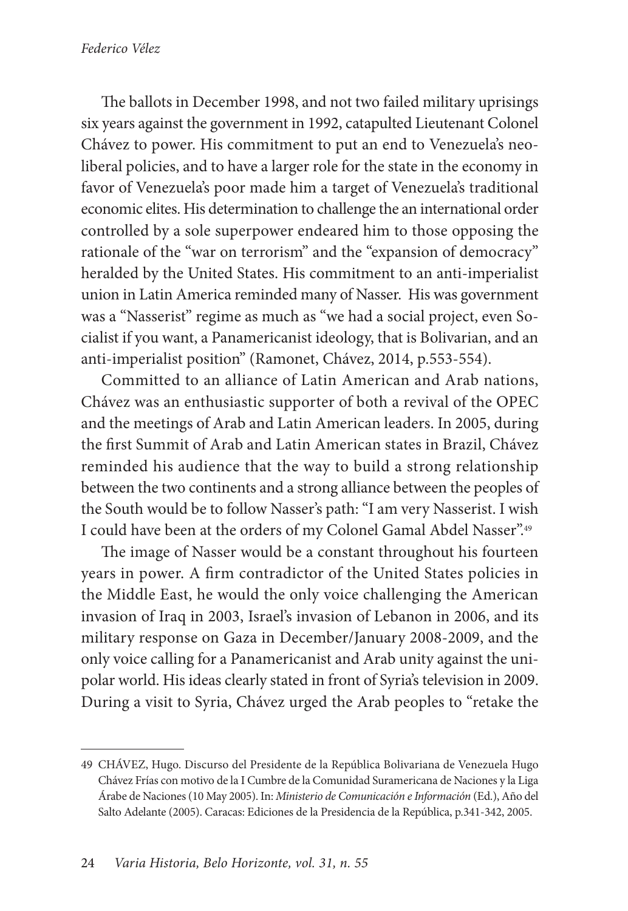The ballots in December 1998, and not two failed military uprisings six years against the government in 1992, catapulted Lieutenant Colonel Chávez to power. His commitment to put an end to Venezuela's neoliberal policies, and to have a larger role for the state in the economy in favor of Venezuela's poor made him a target of Venezuela's traditional economic elites. His determination to challenge the an international order controlled by a sole superpower endeared him to those opposing the rationale of the "war on terrorism" and the "expansion of democracy" heralded by the United States. His commitment to an anti-imperialist union in Latin America reminded many of Nasser. His was government was a "Nasserist" regime as much as "we had a social project, even Socialist if you want, a Panamericanist ideology, that is Bolivarian, and an anti-imperialist position" (Ramonet, Chávez, 2014, p.553-554).

Committed to an alliance of Latin American and Arab nations, Chávez was an enthusiastic supporter of both a revival of the OPEC and the meetings of Arab and Latin American leaders. In 2005, during the first Summit of Arab and Latin American states in Brazil, Chávez reminded his audience that the way to build a strong relationship between the two continents and a strong alliance between the peoples of the South would be to follow Nasser's path: "I am very Nasserist. I wish I could have been at the orders of my Colonel Gamal Abdel Nasser".[49]

The image of Nasser would be a constant throughout his fourteen years in power. A firm contradictor of the United States policies in the Middle East, he would the only voice challenging the American invasion of Iraq in 2003, Israel's invasion of Lebanon in 2006, and its military response on Gaza in December/January 2008-2009, and the only voice calling for a Panamericanist and Arab unity against the unipolar world. His ideas clearly stated in front of Syria's television in 2009. During a visit to Syria, Chávez urged the Arab peoples to "retake the

---

49 CHÁVEZ, Hugo. Discurso del Presidente de la República Bolivariana de Venezuela Hugo Chávez Frías con motivo de la I Cumbre de la Comunidad Suramericana de Naciones y la Liga Árabe de Naciones (10 May 2005). In: *Ministerio de Comunicación e Información* (Ed.), Año del Salto Adelante (2005). Caracas: Ediciones de la Presidencia de la República, p.341-342, 2005.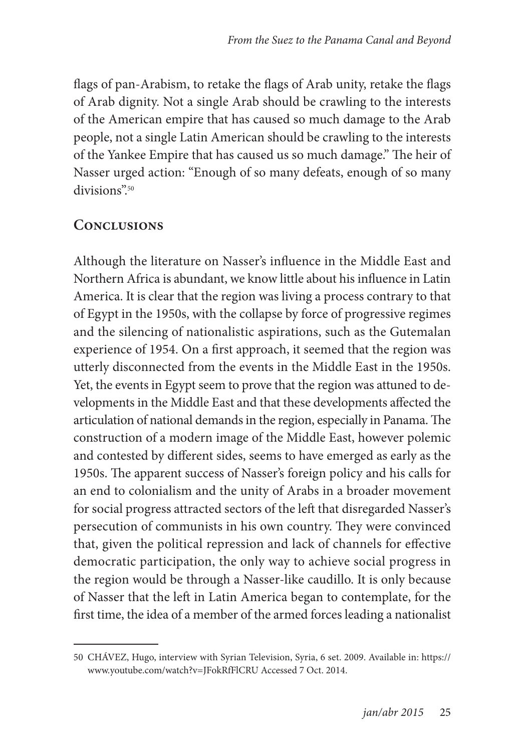flags of pan-Arabism, to retake the flags of Arab unity, retake the flags of Arab dignity. Not a single Arab should be crawling to the interests of the American empire that has caused so much damage to the Arab people, not a single Latin American should be crawling to the interests of the Yankee Empire that has caused us so much damage." The heir of Nasser urged action: "Enough of so many defeats, enough of so many divisions".[50]

## Conclusions

Although the literature on Nasser's influence in the Middle East and Northern Africa is abundant, we know little about his influence in Latin America. It is clear that the region was living a process contrary to that of Egypt in the 1950s, with the collapse by force of progressive regimes and the silencing of nationalistic aspirations, such as the Gutemalan experience of 1954. On a first approach, it seemed that the region was utterly disconnected from the events in the Middle East in the 1950s. Yet, the events in Egypt seem to prove that the region was attuned to developments in the Middle East and that these developments affected the articulation of national demands in the region, especially in Panama. The construction of a modern image of the Middle East, however polemic and contested by different sides, seems to have emerged as early as the 1950s. The apparent success of Nasser's foreign policy and his calls for an end to colonialism and the unity of Arabs in a broader movement for social progress attracted sectors of the left that disregarded Nasser's persecution of communists in his own country. They were convinced that, given the political repression and lack of channels for effective democratic participation, the only way to achieve social progress in the region would be through a Nasser-like caudillo. It is only because of Nasser that the left in Latin America began to contemplate, for the first time, the idea of a member of the armed forces leading a nationalist

50 CHÁVEZ, Hugo, interview with Syrian Television, Syria, 6 set. 2009. Available in: https://www.youtube.com/watch?v=JFokRfFlCRU Accessed 7 Oct. 2014.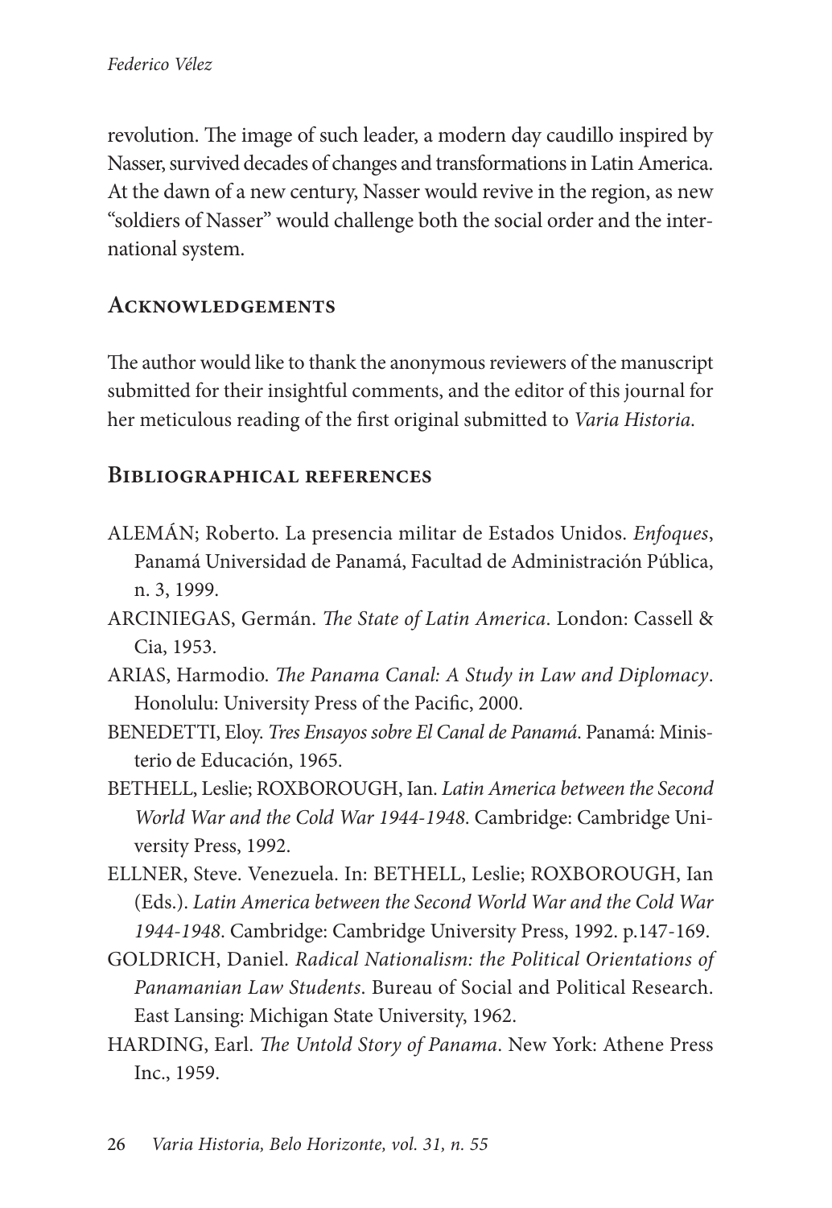revolution. The image of such leader, a modern day caudillo inspired by Nasser, survived decades of changes and transformations in Latin America. At the dawn of a new century, Nasser would revive in the region, as new "soldiers of Nasser" would challenge both the social order and the international system.

## Acknowledgements

The author would like to thank the anonymous reviewers of the manuscript submitted for their insightful comments, and the editor of this journal for her meticulous reading of the first original submitted to *Varia Historia*.

## Bibliographical references

ALEMÁN; Roberto. La presencia militar de Estados Unidos. *Enfoques*, Panamá Universidad de Panamá, Facultad de Administración Pública, n. 3, 1999.

ARCINIEGAS, Germán. *The State of Latin America*. London: Cassell & Cia, 1953.

ARIAS, Harmodio. *The Panama Canal: A Study in Law and Diplomacy*. Honolulu: University Press of the Pacific, 2000.

BENEDETTI, Eloy. *Tres Ensayos sobre El Canal de Panamá*. Panamá: Ministerio de Educación, 1965.

BETHELL, Leslie; ROXBOROUGH, Ian. *Latin America between the Second World War and the Cold War 1944-1948*. Cambridge: Cambridge University Press, 1992.

ELLNER, Steve. Venezuela. In: BETHELL, Leslie; ROXBOROUGH, Ian (Eds.). *Latin America between the Second World War and the Cold War 1944-1948*. Cambridge: Cambridge University Press, 1992. p.147-169.

GOLDRICH, Daniel. *Radical Nationalism: the Political Orientations of Panamanian Law Students*. Bureau of Social and Political Research. East Lansing: Michigan State University, 1962.

HARDING, Earl. *The Untold Story of Panama*. New York: Athene Press Inc., 1959.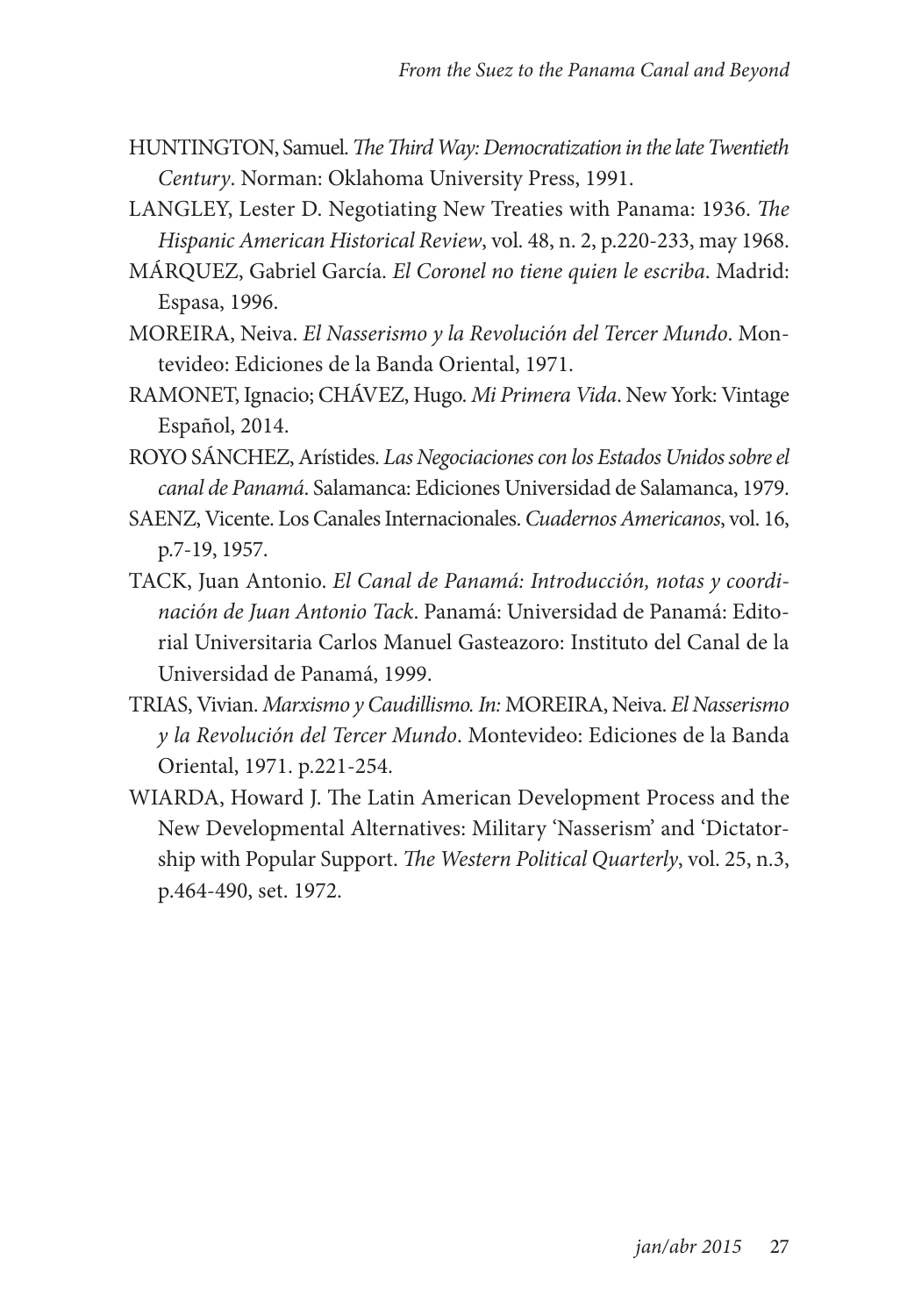HUNTINGTON, Samuel. *The Third Way: Democratization in the late Twentieth Century*. Norman: Oklahoma University Press, 1991.

LANGLEY, Lester D. Negotiating New Treaties with Panama: 1936. *The Hispanic American Historical Review*, vol. 48, n. 2, p.220-233, may 1968.

MÁRQUEZ, Gabriel García. *El Coronel no tiene quien le escriba*. Madrid: Espasa, 1996.

MOREIRA, Neiva. *El Nasserismo y la Revolución del Tercer Mundo*. Montevideo: Ediciones de la Banda Oriental, 1971.

RAMONET, Ignacio; CHÁVEZ, Hugo. *Mi Primera Vida*. New York: Vintage Español, 2014.

ROYO SÁNCHEZ, Arístides. *Las Negociaciones con los Estados Unidos sobre el canal de Panamá*. Salamanca: Ediciones Universidad de Salamanca, 1979.

SAENZ, Vicente. Los Canales Internacionales. *Cuadernos Americanos*, vol. 16, p.7-19, 1957.

TACK, Juan Antonio. *El Canal de Panamá: Introducción, notas y coordinación de Juan Antonio Tack*. Panamá: Universidad de Panamá: Editorial Universitaria Carlos Manuel Gasteazoro: Instituto del Canal de la Universidad de Panamá, 1999.

TRIAS, Vivian. *Marxismo y Caudillismo. In:* MOREIRA, Neiva. *El Nasserismo y la Revolución del Tercer Mundo*. Montevideo: Ediciones de la Banda Oriental, 1971. p.221-254.

WIARDA, Howard J. The Latin American Development Process and the New Developmental Alternatives: Military 'Nasserism' and 'Dictatorship with Popular Support. *The Western Political Quarterly*, vol. 25, n.3, p.464-490, set. 1972.